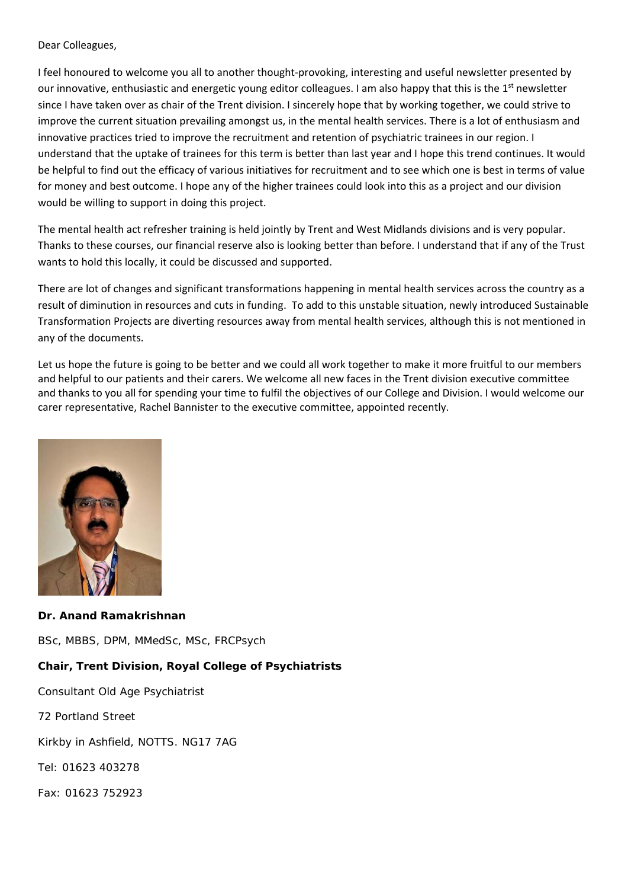Dear Colleagues,

I feel honoured to welcome you all to another thought-provoking, interesting and useful newsletter presented by our innovative, enthusiastic and energetic young editor colleagues. I am also happy that this is the 1st newsletter since I have taken over as chair of the Trent division. I sincerely hope that by working together, we could strive to improve the current situation prevailing amongst us, in the mental health services. There is a lot of enthusiasm and innovative practices tried to improve the recruitment and retention of psychiatric trainees in our region. I understand that the uptake of trainees for this term is better than last year and I hope this trend continues. It would be helpful to find out the efficacy of various initiatives for recruitment and to see which one is best in terms of value for money and best outcome. I hope any of the higher trainees could look into this as a project and our division would be willing to support in doing this project.

The mental health act refresher training is held jointly by Trent and West Midlands divisions and is very popular. Thanks to these courses, our financial reserve also is looking better than before. I understand that if any of the Trust wants to hold this locally, it could be discussed and supported.

There are lot of changes and significant transformations happening in mental health services across the country as a result of diminution in resources and cuts in funding. To add to this unstable situation, newly introduced Sustainable Transformation Projects are diverting resources away from mental health services, although this is not mentioned in any of the documents.

Let us hope the future is going to be better and we could all work together to make it more fruitful to our members and helpful to our patients and their carers. We welcome all new faces in the Trent division executive committee and thanks to you all for spending your time to fulfil the objectives of our College and Division. I would welcome our carer representative, Rachel Bannister to the executive committee, appointed recently.

**Dr. Anand Ramakrishnan**

BSc, MBBS, DPM, MMedSc, MSc, FRCPsych

**Chair, Trent Division, Royal College of Psychiatrists**

Consultant Old Age Psychiatrist

72 Portland Street

Kirkby in Ashfield, NOTTS. NG17 7AG

Tel: 01623 403278

Fax: 01623 752923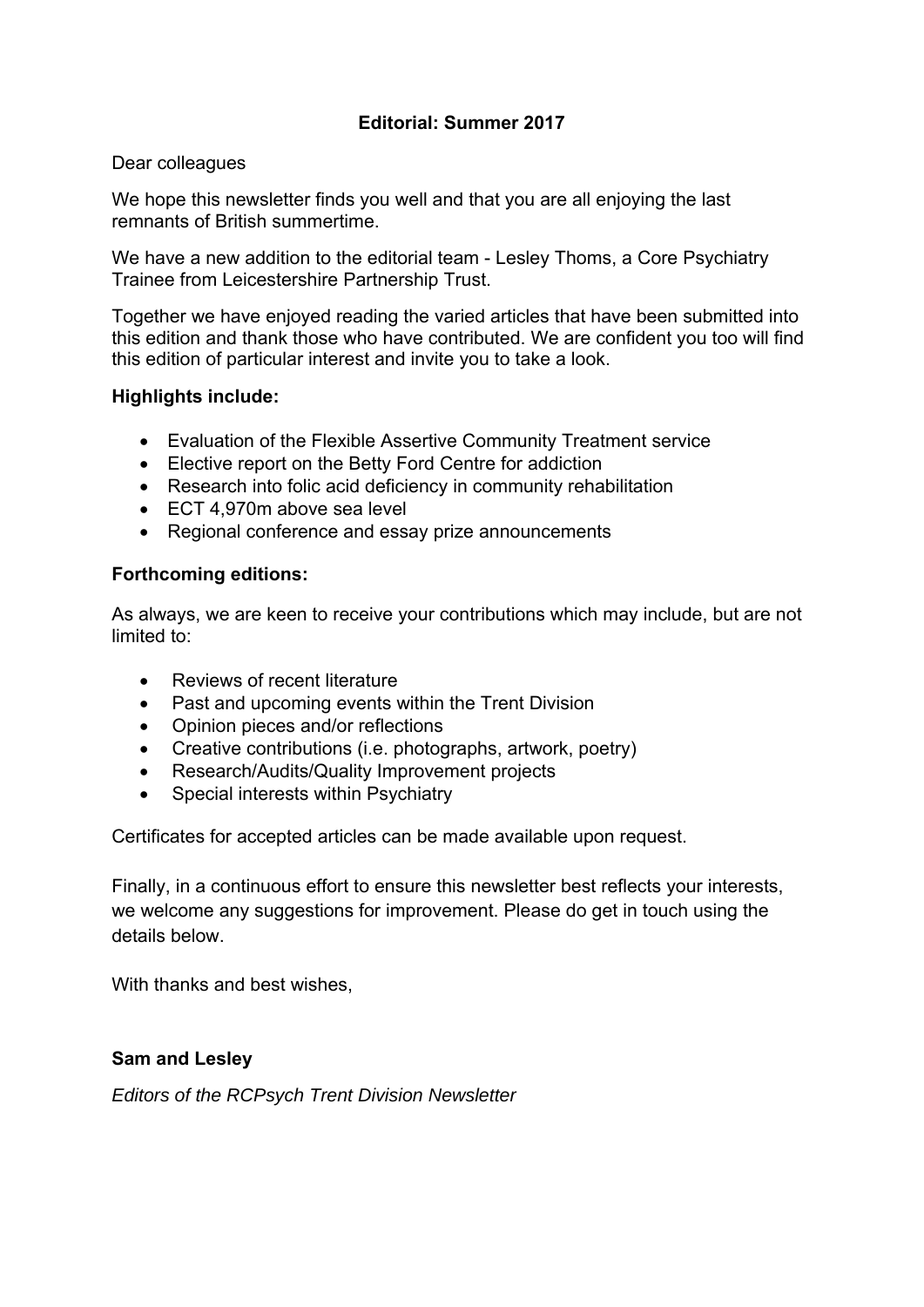## Editorial: Summer 2017

Dear colleagues

We hope this newsletter finds you well and that you are all enjoying the last remnants of British summertime.

We have a new addition to the editorial team - Lesley Thoms, a Core Psychiatry Trainee from Leicestershire Partnership Trust.

Together we have enjoyed reading the varied articles that have been submitted into this edition and thank those who have contributed. We are confident you too will find this edition of particular interest and invite you to take a look.

**Highlights include:**

- Evaluation of the Flexible Assertive Community Treatment service
- Elective report on the Betty Ford Centre for addiction
- Research into folic acid deficiency in community rehabilitation
- ECT 4,970m above sea level
- Regional conference and essay prize announcements

**Forthcoming editions:**

As always, we are keen to receive your contributions which may include, but are not limited to:

- Reviews of recent literature
- Past and upcoming events within the Trent Division
- Opinion pieces and/or reflections
- Creative contributions (i.e. photographs, artwork, poetry)
- Research/Audits/Quality Improvement projects
- Special interests within Psychiatry

Certificates for accepted articles can be made available upon request.

Finally, in a continuous effort to ensure this newsletter best reflects your interests, we welcome any suggestions for improvement. Please do get in touch using the details below.

With thanks and best wishes,

**Sam and Lesley**

*Editors of the RCPsych Trent Division Newsletter*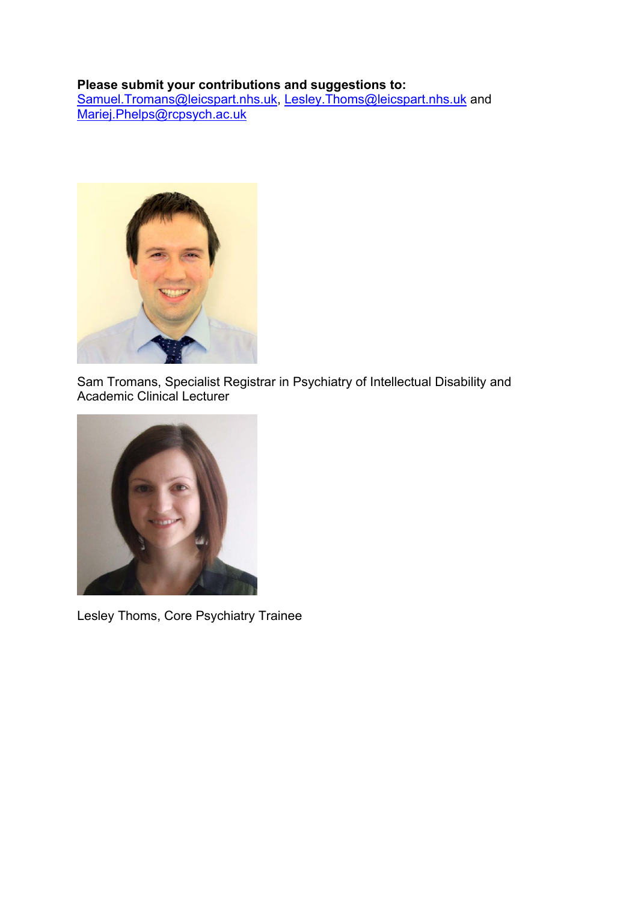**Please submit your contributions and suggestions to:**
Samuel.Tromans@leicspart.nhs.uk, Lesley.Thoms@leicspart.nhs.uk and Mariej.Phelps@rcpsych.ac.uk

Sam Tromans, Specialist Registrar in Psychiatry of Intellectual Disability and Academic Clinical Lecturer

Lesley Thoms, Core Psychiatry Trainee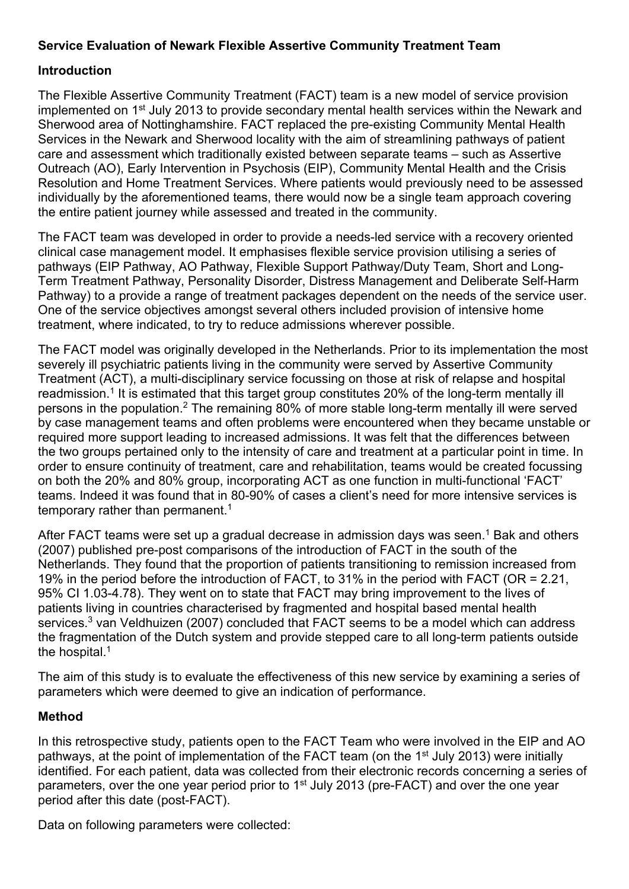**Service Evaluation of Newark Flexible Assertive Community Treatment Team**

**Introduction**

The Flexible Assertive Community Treatment (FACT) team is a new model of service provision implemented on 1st July 2013 to provide secondary mental health services within the Newark and Sherwood area of Nottinghamshire. FACT replaced the pre-existing Community Mental Health Services in the Newark and Sherwood locality with the aim of streamlining pathways of patient care and assessment which traditionally existed between separate teams – such as Assertive Outreach (AO), Early Intervention in Psychosis (EIP), Community Mental Health and the Crisis Resolution and Home Treatment Services. Where patients would previously need to be assessed individually by the aforementioned teams, there would now be a single team approach covering the entire patient journey while assessed and treated in the community.

The FACT team was developed in order to provide a needs-led service with a recovery oriented clinical case management model. It emphasises flexible service provision utilising a series of pathways (EIP Pathway, AO Pathway, Flexible Support Pathway/Duty Team, Short and Long-Term Treatment Pathway, Personality Disorder, Distress Management and Deliberate Self-Harm Pathway) to a provide a range of treatment packages dependent on the needs of the service user. One of the service objectives amongst several others included provision of intensive home treatment, where indicated, to try to reduce admissions wherever possible.

The FACT model was originally developed in the Netherlands. Prior to its implementation the most severely ill psychiatric patients living in the community were served by Assertive Community Treatment (ACT), a multi-disciplinary service focussing on those at risk of relapse and hospital readmission.[1] It is estimated that this target group constitutes 20% of the long-term mentally ill persons in the population.[2] The remaining 80% of more stable long-term mentally ill were served by case management teams and often problems were encountered when they became unstable or required more support leading to increased admissions. It was felt that the differences between the two groups pertained only to the intensity of care and treatment at a particular point in time. In order to ensure continuity of treatment, care and rehabilitation, teams would be created focussing on both the 20% and 80% group, incorporating ACT as one function in multi-functional 'FACT' teams. Indeed it was found that in 80-90% of cases a client's need for more intensive services is temporary rather than permanent.[1]

After FACT teams were set up a gradual decrease in admission days was seen.[1] Bak and others (2007) published pre-post comparisons of the introduction of FACT in the south of the Netherlands. They found that the proportion of patients transitioning to remission increased from 19% in the period before the introduction of FACT, to 31% in the period with FACT (OR = 2.21, 95% CI 1.03-4.78). They went on to state that FACT may bring improvement to the lives of patients living in countries characterised by fragmented and hospital based mental health services.[3] van Veldhuizen (2007) concluded that FACT seems to be a model which can address the fragmentation of the Dutch system and provide stepped care to all long-term patients outside the hospital.[1]

The aim of this study is to evaluate the effectiveness of this new service by examining a series of parameters which were deemed to give an indication of performance.

**Method**

In this retrospective study, patients open to the FACT Team who were involved in the EIP and AO pathways, at the point of implementation of the FACT team (on the 1st July 2013) were initially identified. For each patient, data was collected from their electronic records concerning a series of parameters, over the one year period prior to 1st July 2013 (pre-FACT) and over the one year period after this date (post-FACT).

Data on following parameters were collected: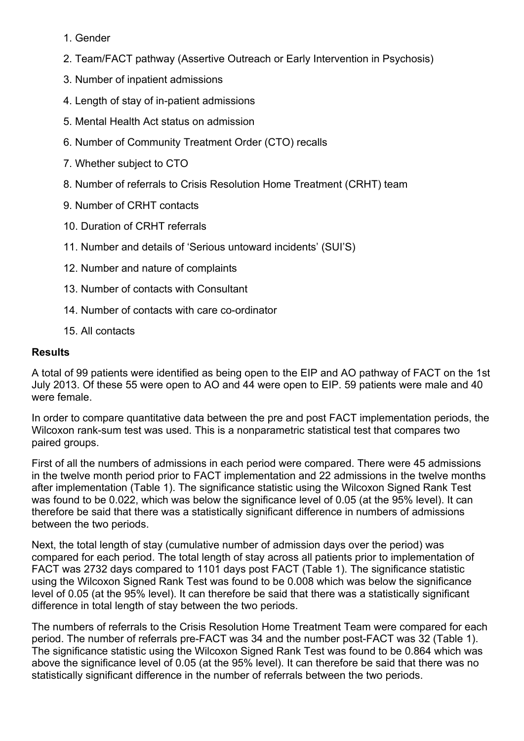1. Gender
2. Team/FACT pathway (Assertive Outreach or Early Intervention in Psychosis)
3. Number of inpatient admissions
4. Length of stay of in-patient admissions
5. Mental Health Act status on admission
6. Number of Community Treatment Order (CTO) recalls
7. Whether subject to CTO
8. Number of referrals to Crisis Resolution Home Treatment (CRHT) team
9. Number of CRHT contacts
10. Duration of CRHT referrals
11. Number and details of 'Serious untoward incidents' (SUI'S)
12. Number and nature of complaints
13. Number of contacts with Consultant
14. Number of contacts with care co-ordinator
15. All contacts

**Results**

A total of 99 patients were identified as being open to the EIP and AO pathway of FACT on the 1st July 2013. Of these 55 were open to AO and 44 were open to EIP. 59 patients were male and 40 were female.

In order to compare quantitative data between the pre and post FACT implementation periods, the Wilcoxon rank-sum test was used. This is a nonparametric statistical test that compares two paired groups.

First of all the numbers of admissions in each period were compared. There were 45 admissions in the twelve month period prior to FACT implementation and 22 admissions in the twelve months after implementation (Table 1). The significance statistic using the Wilcoxon Signed Rank Test was found to be 0.022, which was below the significance level of 0.05 (at the 95% level). It can therefore be said that there was a statistically significant difference in numbers of admissions between the two periods.

Next, the total length of stay (cumulative number of admission days over the period) was compared for each period. The total length of stay across all patients prior to implementation of FACT was 2732 days compared to 1101 days post FACT (Table 1). The significance statistic using the Wilcoxon Signed Rank Test was found to be 0.008 which was below the significance level of 0.05 (at the 95% level). It can therefore be said that there was a statistically significant difference in total length of stay between the two periods.

The numbers of referrals to the Crisis Resolution Home Treatment Team were compared for each period. The number of referrals pre-FACT was 34 and the number post-FACT was 32 (Table 1). The significance statistic using the Wilcoxon Signed Rank Test was found to be 0.864 which was above the significance level of 0.05 (at the 95% level). It can therefore be said that there was no statistically significant difference in the number of referrals between the two periods.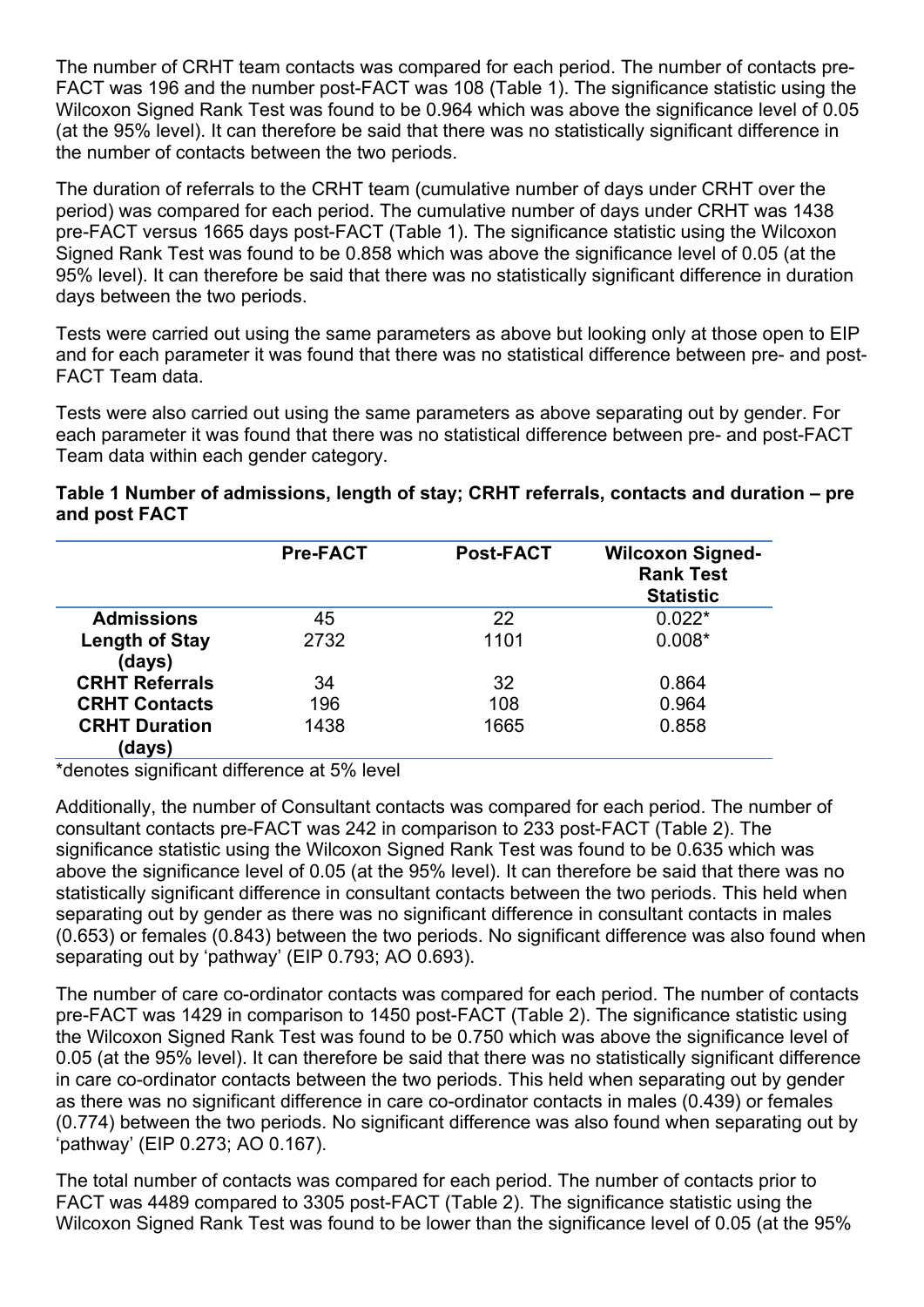The number of CRHT team contacts was compared for each period. The number of contacts pre-FACT was 196 and the number post-FACT was 108 (Table 1). The significance statistic using the Wilcoxon Signed Rank Test was found to be 0.964 which was above the significance level of 0.05 (at the 95% level). It can therefore be said that there was no statistically significant difference in the number of contacts between the two periods.

The duration of referrals to the CRHT team (cumulative number of days under CRHT over the period) was compared for each period. The cumulative number of days under CRHT was 1438 pre-FACT versus 1665 days post-FACT (Table 1). The significance statistic using the Wilcoxon Signed Rank Test was found to be 0.858 which was above the significance level of 0.05 (at the 95% level). It can therefore be said that there was no statistically significant difference in duration days between the two periods.

Tests were carried out using the same parameters as above but looking only at those open to EIP and for each parameter it was found that there was no statistical difference between pre- and post-FACT Team data.

Tests were also carried out using the same parameters as above separating out by gender. For each parameter it was found that there was no statistical difference between pre- and post-FACT Team data within each gender category.

**Table 1 Number of admissions, length of stay; CRHT referrals, contacts and duration – pre and post FACT**

| | Pre-FACT | Post-FACT | Wilcoxon Signed-Rank Test Statistic |
|---|---|---|---|
| **Admissions** | 45 | 22 | 0.022* |
| **Length of Stay (days)** | 2732 | 1101 | 0.008* |
| **CRHT Referrals** | 34 | 32 | 0.864 |
| **CRHT Contacts** | 196 | 108 | 0.964 |
| **CRHT Duration (days)** | 1438 | 1665 | 0.858 |

*denotes significant difference at 5% level

Additionally, the number of Consultant contacts was compared for each period. The number of consultant contacts pre-FACT was 242 in comparison to 233 post-FACT (Table 2). The significance statistic using the Wilcoxon Signed Rank Test was found to be 0.635 which was above the significance level of 0.05 (at the 95% level). It can therefore be said that there was no statistically significant difference in consultant contacts between the two periods. This held when separating out by gender as there was no significant difference in consultant contacts in males (0.653) or females (0.843) between the two periods. No significant difference was also found when separating out by 'pathway' (EIP 0.793; AO 0.693).

The number of care co-ordinator contacts was compared for each period. The number of contacts pre-FACT was 1429 in comparison to 1450 post-FACT (Table 2). The significance statistic using the Wilcoxon Signed Rank Test was found to be 0.750 which was above the significance level of 0.05 (at the 95% level). It can therefore be said that there was no statistically significant difference in care co-ordinator contacts between the two periods. This held when separating out by gender as there was no significant difference in care co-ordinator contacts in males (0.439) or females (0.774) between the two periods. No significant difference was also found when separating out by 'pathway' (EIP 0.273; AO 0.167).

The total number of contacts was compared for each period. The number of contacts prior to FACT was 4489 compared to 3305 post-FACT (Table 2). The significance statistic using the Wilcoxon Signed Rank Test was found to be lower than the significance level of 0.05 (at the 95%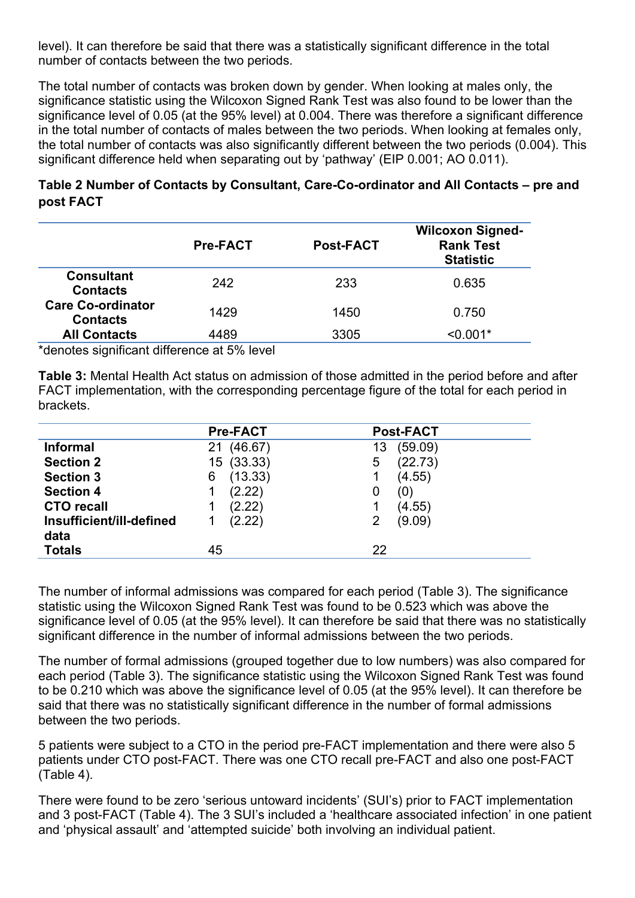level). It can therefore be said that there was a statistically significant difference in the total number of contacts between the two periods.

The total number of contacts was broken down by gender. When looking at males only, the significance statistic using the Wilcoxon Signed Rank Test was also found to be lower than the significance level of 0.05 (at the 95% level) at 0.004. There was therefore a significant difference in the total number of contacts of males between the two periods. When looking at females only, the total number of contacts was also significantly different between the two periods (0.004). This significant difference held when separating out by 'pathway' (EIP 0.001; AO 0.011).

**Table 2 Number of Contacts by Consultant, Care-Co-ordinator and All Contacts – pre and post FACT**

| | Pre-FACT | Post-FACT | Wilcoxon Signed-Rank Test Statistic |
|---|---|---|---|
| **Consultant Contacts** | 242 | 233 | 0.635 |
| **Care Co-ordinator Contacts** | 1429 | 1450 | 0.750 |
| **All Contacts** | 4489 | 3305 | <0.001* |

*denotes significant difference at 5% level

**Table 3:** Mental Health Act status on admission of those admitted in the period before and after FACT implementation, with the corresponding percentage figure of the total for each period in brackets.

| | Pre-FACT | Post-FACT |
|---|---|---|
| **Informal** | 21 (46.67) | 13 (59.09) |
| **Section 2** | 15 (33.33) | 5 (22.73) |
| **Section 3** | 6 (13.33) | 1 (4.55) |
| **Section 4** | 1 (2.22) | 0 (0) |
| **CTO recall** | 1 (2.22) | 1 (4.55) |
| **Insufficient/ill-defined data** | 1 (2.22) | 2 (9.09) |
| **Totals** | 45 | 22 |

The number of informal admissions was compared for each period (Table 3). The significance statistic using the Wilcoxon Signed Rank Test was found to be 0.523 which was above the significance level of 0.05 (at the 95% level). It can therefore be said that there was no statistically significant difference in the number of informal admissions between the two periods.

The number of formal admissions (grouped together due to low numbers) was also compared for each period (Table 3). The significance statistic using the Wilcoxon Signed Rank Test was found to be 0.210 which was above the significance level of 0.05 (at the 95% level). It can therefore be said that there was no statistically significant difference in the number of formal admissions between the two periods.

5 patients were subject to a CTO in the period pre-FACT implementation and there were also 5 patients under CTO post-FACT. There was one CTO recall pre-FACT and also one post-FACT (Table 4).

There were found to be zero 'serious untoward incidents' (SUI's) prior to FACT implementation and 3 post-FACT (Table 4). The 3 SUI's included a 'healthcare associated infection' in one patient and 'physical assault' and 'attempted suicide' both involving an individual patient.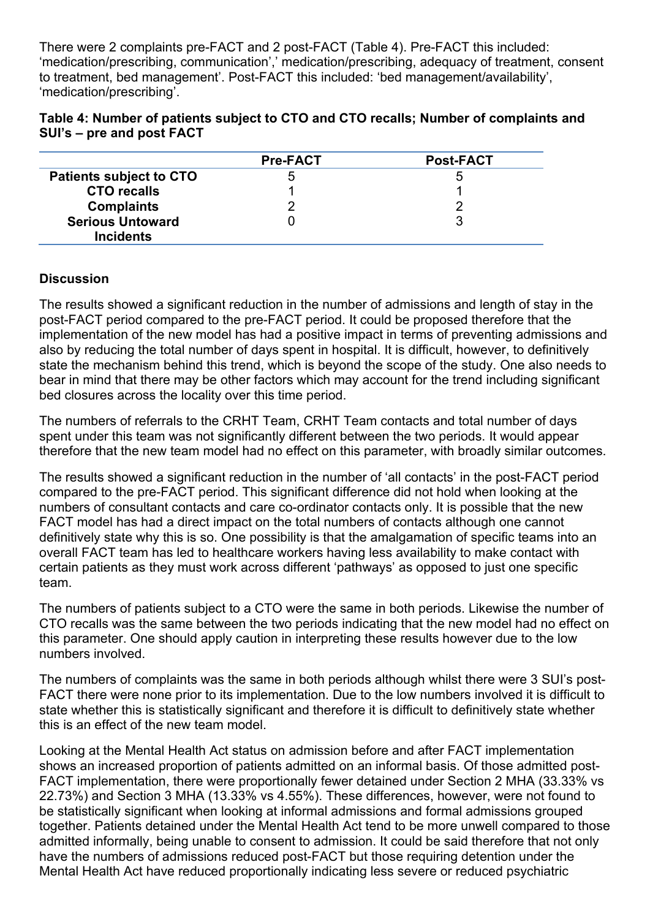There were 2 complaints pre-FACT and 2 post-FACT (Table 4). Pre-FACT this included: 'medication/prescribing, communication',' medication/prescribing, adequacy of treatment, consent to treatment, bed management'. Post-FACT this included: 'bed management/availability', 'medication/prescribing'.

**Table 4: Number of patients subject to CTO and CTO recalls; Number of complaints and SUI's – pre and post FACT**

| | Pre-FACT | Post-FACT |
|---|---|---|
| **Patients subject to CTO** | 5 | 5 |
| **CTO recalls** | 1 | 1 |
| **Complaints** | 2 | 2 |
| **Serious Untoward Incidents** | 0 | 3 |

**Discussion**

The results showed a significant reduction in the number of admissions and length of stay in the post-FACT period compared to the pre-FACT period. It could be proposed therefore that the implementation of the new model has had a positive impact in terms of preventing admissions and also by reducing the total number of days spent in hospital. It is difficult, however, to definitively state the mechanism behind this trend, which is beyond the scope of the study. One also needs to bear in mind that there may be other factors which may account for the trend including significant bed closures across the locality over this time period.

The numbers of referrals to the CRHT Team, CRHT Team contacts and total number of days spent under this team was not significantly different between the two periods. It would appear therefore that the new team model had no effect on this parameter, with broadly similar outcomes.

The results showed a significant reduction in the number of 'all contacts' in the post-FACT period compared to the pre-FACT period. This significant difference did not hold when looking at the numbers of consultant contacts and care co-ordinator contacts only. It is possible that the new FACT model has had a direct impact on the total numbers of contacts although one cannot definitively state why this is so. One possibility is that the amalgamation of specific teams into an overall FACT team has led to healthcare workers having less availability to make contact with certain patients as they must work across different 'pathways' as opposed to just one specific team.

The numbers of patients subject to a CTO were the same in both periods. Likewise the number of CTO recalls was the same between the two periods indicating that the new model had no effect on this parameter. One should apply caution in interpreting these results however due to the low numbers involved.

The numbers of complaints was the same in both periods although whilst there were 3 SUI's post-FACT there were none prior to its implementation. Due to the low numbers involved it is difficult to state whether this is statistically significant and therefore it is difficult to definitively state whether this is an effect of the new team model.

Looking at the Mental Health Act status on admission before and after FACT implementation shows an increased proportion of patients admitted on an informal basis. Of those admitted post-FACT implementation, there were proportionally fewer detained under Section 2 MHA (33.33% vs 22.73%) and Section 3 MHA (13.33% vs 4.55%). These differences, however, were not found to be statistically significant when looking at informal admissions and formal admissions grouped together. Patients detained under the Mental Health Act tend to be more unwell compared to those admitted informally, being unable to consent to admission. It could be said therefore that not only have the numbers of admissions reduced post-FACT but those requiring detention under the Mental Health Act have reduced proportionally indicating less severe or reduced psychiatric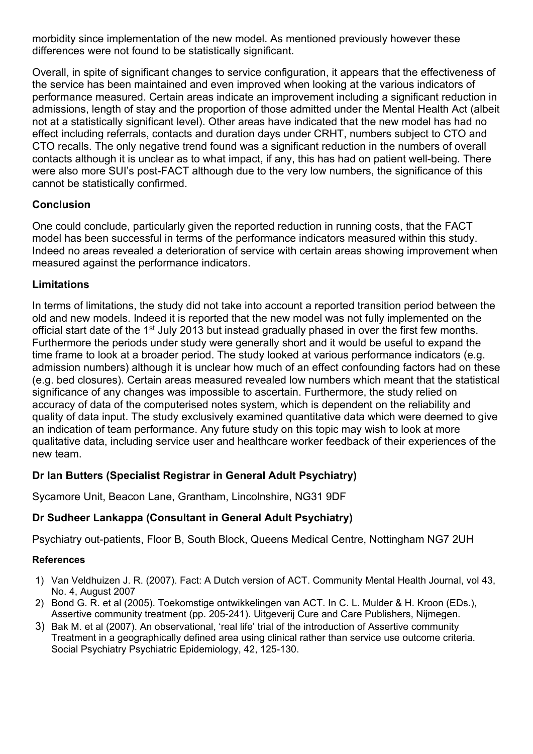morbidity since implementation of the new model. As mentioned previously however these differences were not found to be statistically significant.

Overall, in spite of significant changes to service configuration, it appears that the effectiveness of the service has been maintained and even improved when looking at the various indicators of performance measured. Certain areas indicate an improvement including a significant reduction in admissions, length of stay and the proportion of those admitted under the Mental Health Act (albeit not at a statistically significant level). Other areas have indicated that the new model has had no effect including referrals, contacts and duration days under CRHT, numbers subject to CTO and CTO recalls. The only negative trend found was a significant reduction in the numbers of overall contacts although it is unclear as to what impact, if any, this has had on patient well-being. There were also more SUI's post-FACT although due to the very low numbers, the significance of this cannot be statistically confirmed.

### Conclusion

One could conclude, particularly given the reported reduction in running costs, that the FACT model has been successful in terms of the performance indicators measured within this study. Indeed no areas revealed a deterioration of service with certain areas showing improvement when measured against the performance indicators.

### Limitations

In terms of limitations, the study did not take into account a reported transition period between the old and new models. Indeed it is reported that the new model was not fully implemented on the official start date of the 1st July 2013 but instead gradually phased in over the first few months. Furthermore the periods under study were generally short and it would be useful to expand the time frame to look at a broader period. The study looked at various performance indicators (e.g. admission numbers) although it is unclear how much of an effect confounding factors had on these (e.g. bed closures). Certain areas measured revealed low numbers which meant that the statistical significance of any changes was impossible to ascertain. Furthermore, the study relied on accuracy of data of the computerised notes system, which is dependent on the reliability and quality of data input. The study exclusively examined quantitative data which were deemed to give an indication of team performance. Any future study on this topic may wish to look at more qualitative data, including service user and healthcare worker feedback of their experiences of the new team.

**Dr Ian Butters (Specialist Registrar in General Adult Psychiatry)**

Sycamore Unit, Beacon Lane, Grantham, Lincolnshire, NG31 9DF

**Dr Sudheer Lankappa (Consultant in General Adult Psychiatry)**

Psychiatry out-patients, Floor B, South Block, Queens Medical Centre, Nottingham NG7 2UH

#### References

1) Van Veldhuizen J. R. (2007). Fact: A Dutch version of ACT. Community Mental Health Journal, vol 43, No. 4, August 2007
2) Bond G. R. et al (2005). Toekomstige ontwikkelingen van ACT. In C. L. Mulder & H. Kroon (EDs.), Assertive community treatment (pp. 205-241). Uitgeverij Cure and Care Publishers, Nijmegen.
3) Bak M. et al (2007). An observational, 'real life' trial of the introduction of Assertive community Treatment in a geographically defined area using clinical rather than service use outcome criteria. Social Psychiatry Psychiatric Epidemiology, 42, 125-130.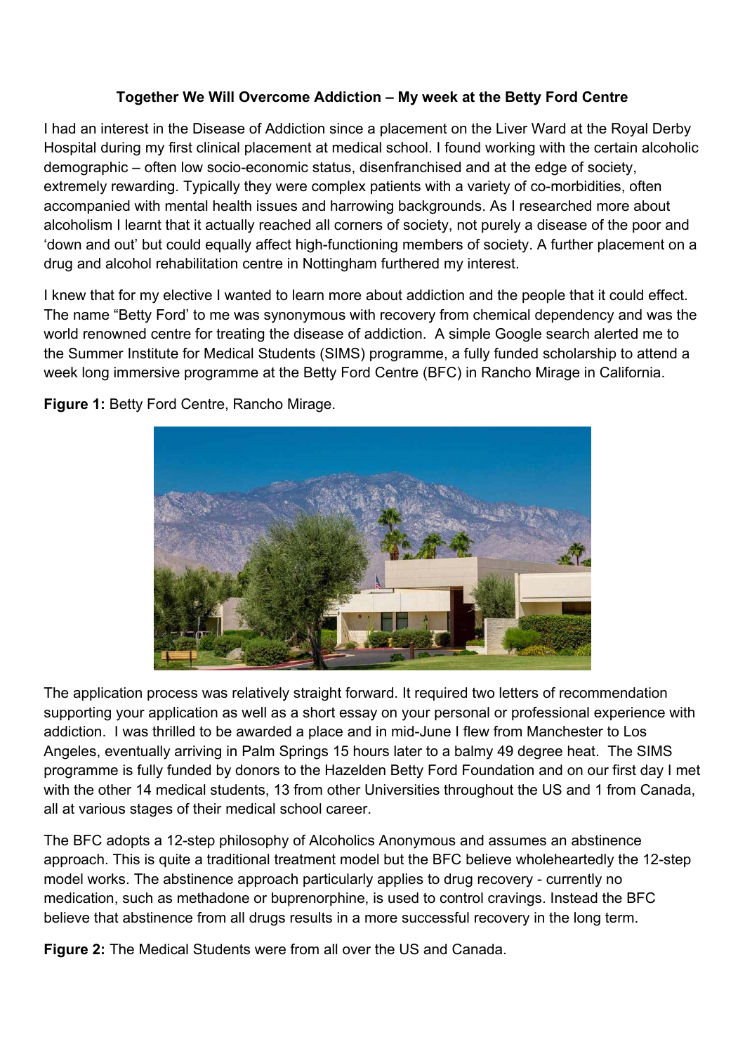**Together We Will Overcome Addiction – My week at the Betty Ford Centre**

I had an interest in the Disease of Addiction since a placement on the Liver Ward at the Royal Derby Hospital during my first clinical placement at medical school. I found working with the certain alcoholic demographic – often low socio-economic status, disenfranchised and at the edge of society, extremely rewarding. Typically they were complex patients with a variety of co-morbidities, often accompanied with mental health issues and harrowing backgrounds. As I researched more about alcoholism I learnt that it actually reached all corners of society, not purely a disease of the poor and 'down and out' but could equally affect high-functioning members of society. A further placement on a drug and alcohol rehabilitation centre in Nottingham furthered my interest.

I knew that for my elective I wanted to learn more about addiction and the people that it could effect. The name "Betty Ford' to me was synonymous with recovery from chemical dependency and was the world renowned centre for treating the disease of addiction. A simple Google search alerted me to the Summer Institute for Medical Students (SIMS) programme, a fully funded scholarship to attend a week long immersive programme at the Betty Ford Centre (BFC) in Rancho Mirage in California.

**Figure 1:** Betty Ford Centre, Rancho Mirage.

The application process was relatively straight forward. It required two letters of recommendation supporting your application as well as a short essay on your personal or professional experience with addiction. I was thrilled to be awarded a place and in mid-June I flew from Manchester to Los Angeles, eventually arriving in Palm Springs 15 hours later to a balmy 49 degree heat. The SIMS programme is fully funded by donors to the Hazelden Betty Ford Foundation and on our first day I met with the other 14 medical students, 13 from other Universities throughout the US and 1 from Canada, all at various stages of their medical school career.

The BFC adopts a 12-step philosophy of Alcoholics Anonymous and assumes an abstinence approach. This is quite a traditional treatment model but the BFC believe wholeheartedly the 12-step model works. The abstinence approach particularly applies to drug recovery - currently no medication, such as methadone or buprenorphine, is used to control cravings. Instead the BFC believe that abstinence from all drugs results in a more successful recovery in the long term.

**Figure 2:** The Medical Students were from all over the US and Canada.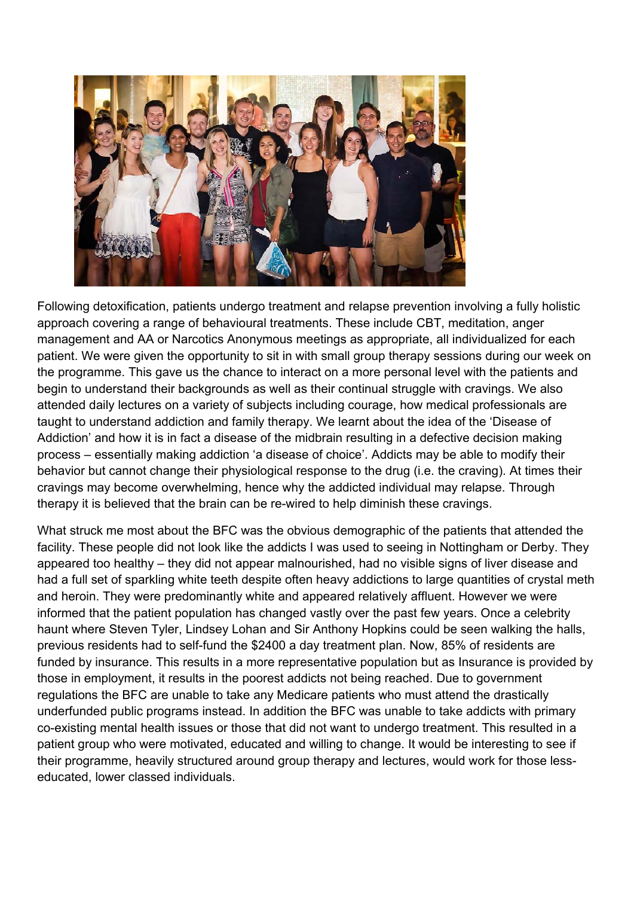Following detoxification, patients undergo treatment and relapse prevention involving a fully holistic approach covering a range of behavioural treatments. These include CBT, meditation, anger management and AA or Narcotics Anonymous meetings as appropriate, all individualized for each patient. We were given the opportunity to sit in with small group therapy sessions during our week on the programme. This gave us the chance to interact on a more personal level with the patients and begin to understand their backgrounds as well as their continual struggle with cravings. We also attended daily lectures on a variety of subjects including courage, how medical professionals are taught to understand addiction and family therapy. We learnt about the idea of the 'Disease of Addiction' and how it is in fact a disease of the midbrain resulting in a defective decision making process – essentially making addiction 'a disease of choice'. Addicts may be able to modify their behavior but cannot change their physiological response to the drug (i.e. the craving). At times their cravings may become overwhelming, hence why the addicted individual may relapse. Through therapy it is believed that the brain can be re-wired to help diminish these cravings.

What struck me most about the BFC was the obvious demographic of the patients that attended the facility. These people did not look like the addicts I was used to seeing in Nottingham or Derby. They appeared too healthy – they did not appear malnourished, had no visible signs of liver disease and had a full set of sparkling white teeth despite often heavy addictions to large quantities of crystal meth and heroin. They were predominantly white and appeared relatively affluent. However we were informed that the patient population has changed vastly over the past few years. Once a celebrity haunt where Steven Tyler, Lindsey Lohan and Sir Anthony Hopkins could be seen walking the halls, previous residents had to self-fund the $2400 a day treatment plan. Now, 85% of residents are funded by insurance. This results in a more representative population but as Insurance is provided by those in employment, it results in the poorest addicts not being reached. Due to government regulations the BFC are unable to take any Medicare patients who must attend the drastically underfunded public programs instead. In addition the BFC was unable to take addicts with primary co-existing mental health issues or those that did not want to undergo treatment. This resulted in a patient group who were motivated, educated and willing to change. It would be interesting to see if their programme, heavily structured around group therapy and lectures, would work for those less-educated, lower classed individuals.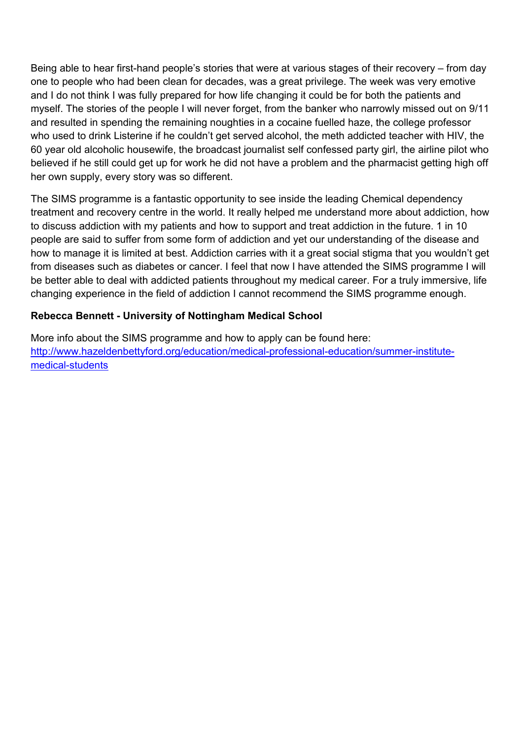Being able to hear first-hand people's stories that were at various stages of their recovery – from day one to people who had been clean for decades, was a great privilege. The week was very emotive and I do not think I was fully prepared for how life changing it could be for both the patients and myself. The stories of the people I will never forget, from the banker who narrowly missed out on 9/11 and resulted in spending the remaining noughties in a cocaine fuelled haze, the college professor who used to drink Listerine if he couldn't get served alcohol, the meth addicted teacher with HIV, the 60 year old alcoholic housewife, the broadcast journalist self confessed party girl, the airline pilot who believed if he still could get up for work he did not have a problem and the pharmacist getting high off her own supply, every story was so different.

The SIMS programme is a fantastic opportunity to see inside the leading Chemical dependency treatment and recovery centre in the world. It really helped me understand more about addiction, how to discuss addiction with my patients and how to support and treat addiction in the future. 1 in 10 people are said to suffer from some form of addiction and yet our understanding of the disease and how to manage it is limited at best. Addiction carries with it a great social stigma that you wouldn't get from diseases such as diabetes or cancer. I feel that now I have attended the SIMS programme I will be better able to deal with addicted patients throughout my medical career. For a truly immersive, life changing experience in the field of addiction I cannot recommend the SIMS programme enough.

**Rebecca Bennett - University of Nottingham Medical School**

More info about the SIMS programme and how to apply can be found here: [http://www.hazeldenbettyford.org/education/medical-professional-education/summer-institute-medical-students](http://www.hazeldenbettyford.org/education/medical-professional-education/summer-institute-medical-students)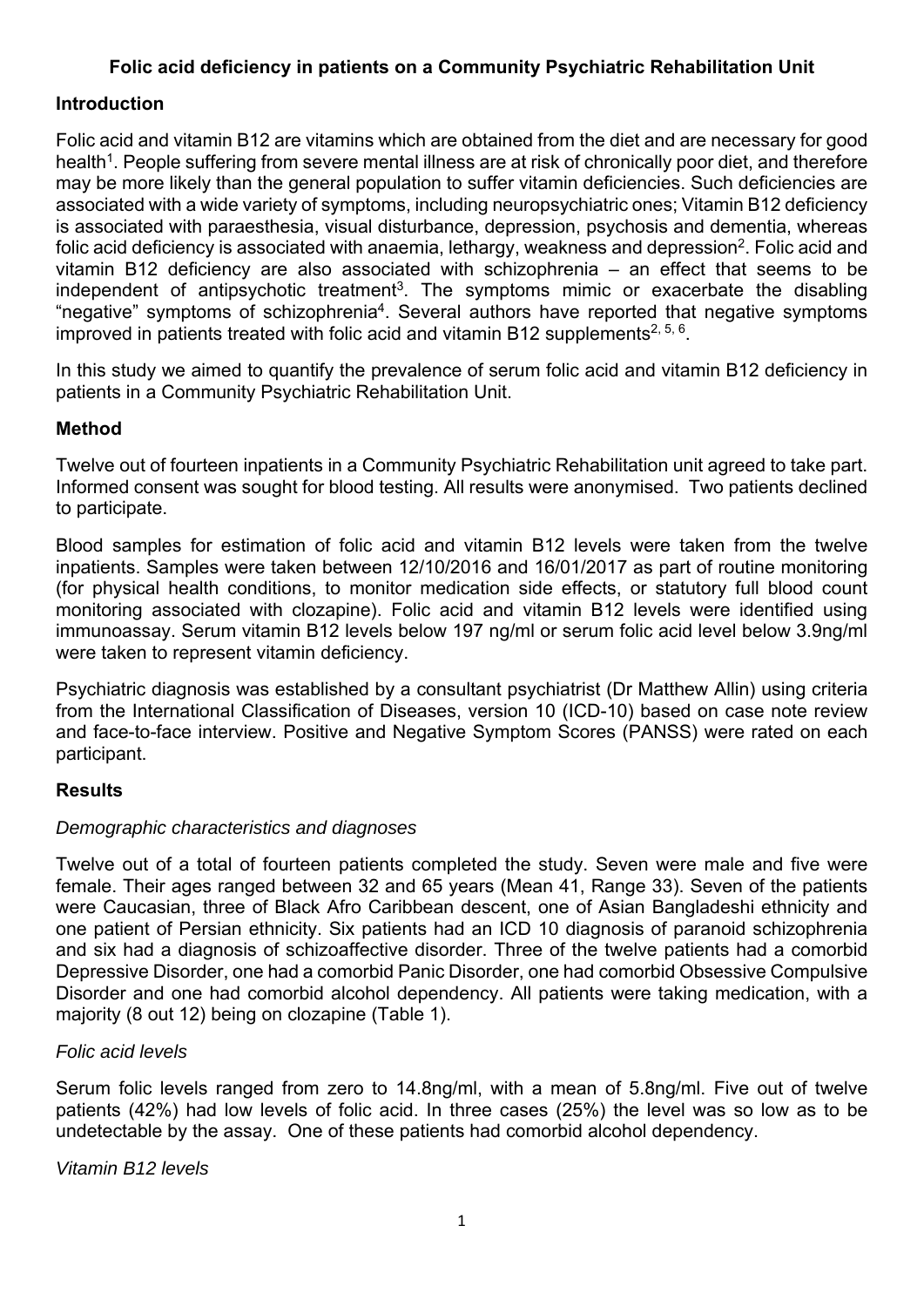**Folic acid deficiency in patients on a Community Psychiatric Rehabilitation Unit**

**Introduction**

Folic acid and vitamin B12 are vitamins which are obtained from the diet and are necessary for good health[1]. People suffering from severe mental illness are at risk of chronically poor diet, and therefore may be more likely than the general population to suffer vitamin deficiencies. Such deficiencies are associated with a wide variety of symptoms, including neuropsychiatric ones; Vitamin B12 deficiency is associated with paraesthesia, visual disturbance, depression, psychosis and dementia, whereas folic acid deficiency is associated with anaemia, lethargy, weakness and depression[2]. Folic acid and vitamin B12 deficiency are also associated with schizophrenia – an effect that seems to be independent of antipsychotic treatment[3]. The symptoms mimic or exacerbate the disabling "negative" symptoms of schizophrenia[4]. Several authors have reported that negative symptoms improved in patients treated with folic acid and vitamin B12 supplements[2, 5, 6].

In this study we aimed to quantify the prevalence of serum folic acid and vitamin B12 deficiency in patients in a Community Psychiatric Rehabilitation Unit.

**Method**

Twelve out of fourteen inpatients in a Community Psychiatric Rehabilitation unit agreed to take part. Informed consent was sought for blood testing. All results were anonymised. Two patients declined to participate.

Blood samples for estimation of folic acid and vitamin B12 levels were taken from the twelve inpatients. Samples were taken between 12/10/2016 and 16/01/2017 as part of routine monitoring (for physical health conditions, to monitor medication side effects, or statutory full blood count monitoring associated with clozapine). Folic acid and vitamin B12 levels were identified using immunoassay. Serum vitamin B12 levels below 197 ng/ml or serum folic acid level below 3.9ng/ml were taken to represent vitamin deficiency.

Psychiatric diagnosis was established by a consultant psychiatrist (Dr Matthew Allin) using criteria from the International Classification of Diseases, version 10 (ICD-10) based on case note review and face-to-face interview. Positive and Negative Symptom Scores (PANSS) were rated on each participant.

**Results**

*Demographic characteristics and diagnoses*

Twelve out of a total of fourteen patients completed the study. Seven were male and five were female. Their ages ranged between 32 and 65 years (Mean 41, Range 33). Seven of the patients were Caucasian, three of Black Afro Caribbean descent, one of Asian Bangladeshi ethnicity and one patient of Persian ethnicity. Six patients had an ICD 10 diagnosis of paranoid schizophrenia and six had a diagnosis of schizoaffective disorder. Three of the twelve patients had a comorbid Depressive Disorder, one had a comorbid Panic Disorder, one had comorbid Obsessive Compulsive Disorder and one had comorbid alcohol dependency. All patients were taking medication, with a majority (8 out 12) being on clozapine (Table 1).

*Folic acid levels*

Serum folic levels ranged from zero to 14.8ng/ml, with a mean of 5.8ng/ml. Five out of twelve patients (42%) had low levels of folic acid. In three cases (25%) the level was so low as to be undetectable by the assay. One of these patients had comorbid alcohol dependency.

*Vitamin B12 levels*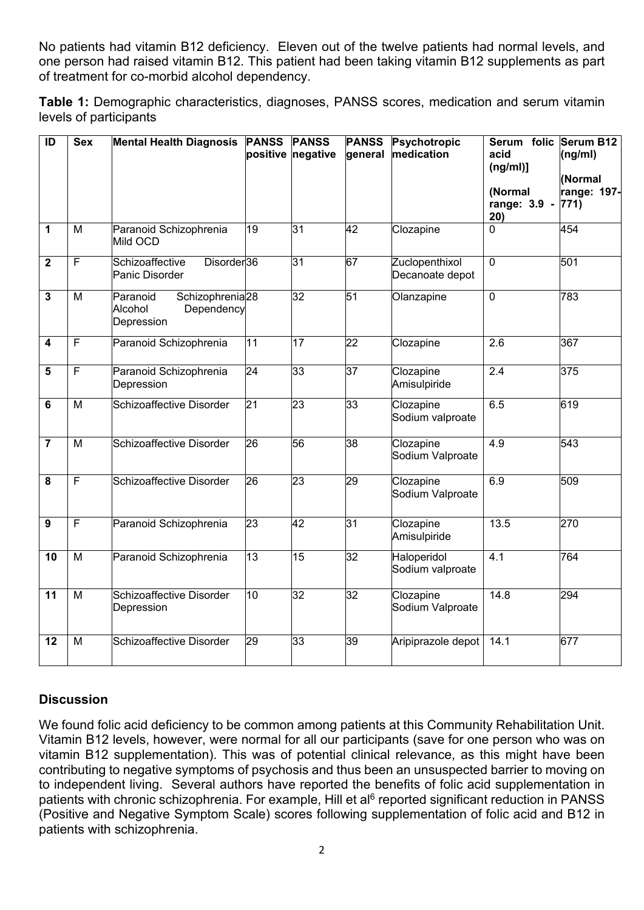No patients had vitamin B12 deficiency. Eleven out of the twelve patients had normal levels, and one person had raised vitamin B12. This patient had been taking vitamin B12 supplements as part of treatment for co-morbid alcohol dependency.

**Table 1:** Demographic characteristics, diagnoses, PANSS scores, medication and serum vitamin levels of participants

| ID | Sex | Mental Health Diagnosis | PANSS positive | PANSS negative | PANSS general | Psychotropic medication | Serum folic acid (ng/ml)] (Normal range: 3.9 - 20) | Serum B12 (ng/ml) (Normal range: 197-771) |
|---|---|---|---|---|---|---|---|---|
| **1** | M | Paranoid Schizophrenia Mild OCD | 19 | 31 | 42 | Clozapine | 0 | 454 |
| **2** | F | Schizoaffective Disorder Panic Disorder | 36 | 31 | 67 | Zuclopenthixol Decanoate depot | 0 | 501 |
| **3** | M | Paranoid Schizophrenia Alcohol Dependency Depression | 28 | 32 | 51 | Olanzapine | 0 | 783 |
| **4** | F | Paranoid Schizophrenia | 11 | 17 | 22 | Clozapine | 2.6 | 367 |
| **5** | F | Paranoid Schizophrenia Depression | 24 | 33 | 37 | Clozapine Amisulpiride | 2.4 | 375 |
| **6** | M | Schizoaffective Disorder | 21 | 23 | 33 | Clozapine Sodium valproate | 6.5 | 619 |
| **7** | M | Schizoaffective Disorder | 26 | 56 | 38 | Clozapine Sodium Valproate | 4.9 | 543 |
| **8** | F | Schizoaffective Disorder | 26 | 23 | 29 | Clozapine Sodium Valproate | 6.9 | 509 |
| **9** | F | Paranoid Schizophrenia | 23 | 42 | 31 | Clozapine Amisulpiride | 13.5 | 270 |
| **10** | M | Paranoid Schizophrenia | 13 | 15 | 32 | Haloperidol Sodium valproate | 4.1 | 764 |
| **11** | M | Schizoaffective Disorder Depression | 10 | 32 | 32 | Clozapine Sodium Valproate | 14.8 | 294 |
| **12** | M | Schizoaffective Disorder | 29 | 33 | 39 | Aripiprazole depot | 14.1 | 677 |

## Discussion

We found folic acid deficiency to be common among patients at this Community Rehabilitation Unit. Vitamin B12 levels, however, were normal for all our participants (save for one person who was on vitamin B12 supplementation). This was of potential clinical relevance, as this might have been contributing to negative symptoms of psychosis and thus been an unsuspected barrier to moving on to independent living. Several authors have reported the benefits of folic acid supplementation in patients with chronic schizophrenia. For example, Hill et al[6] reported significant reduction in PANSS (Positive and Negative Symptom Scale) scores following supplementation of folic acid and B12 in patients with schizophrenia.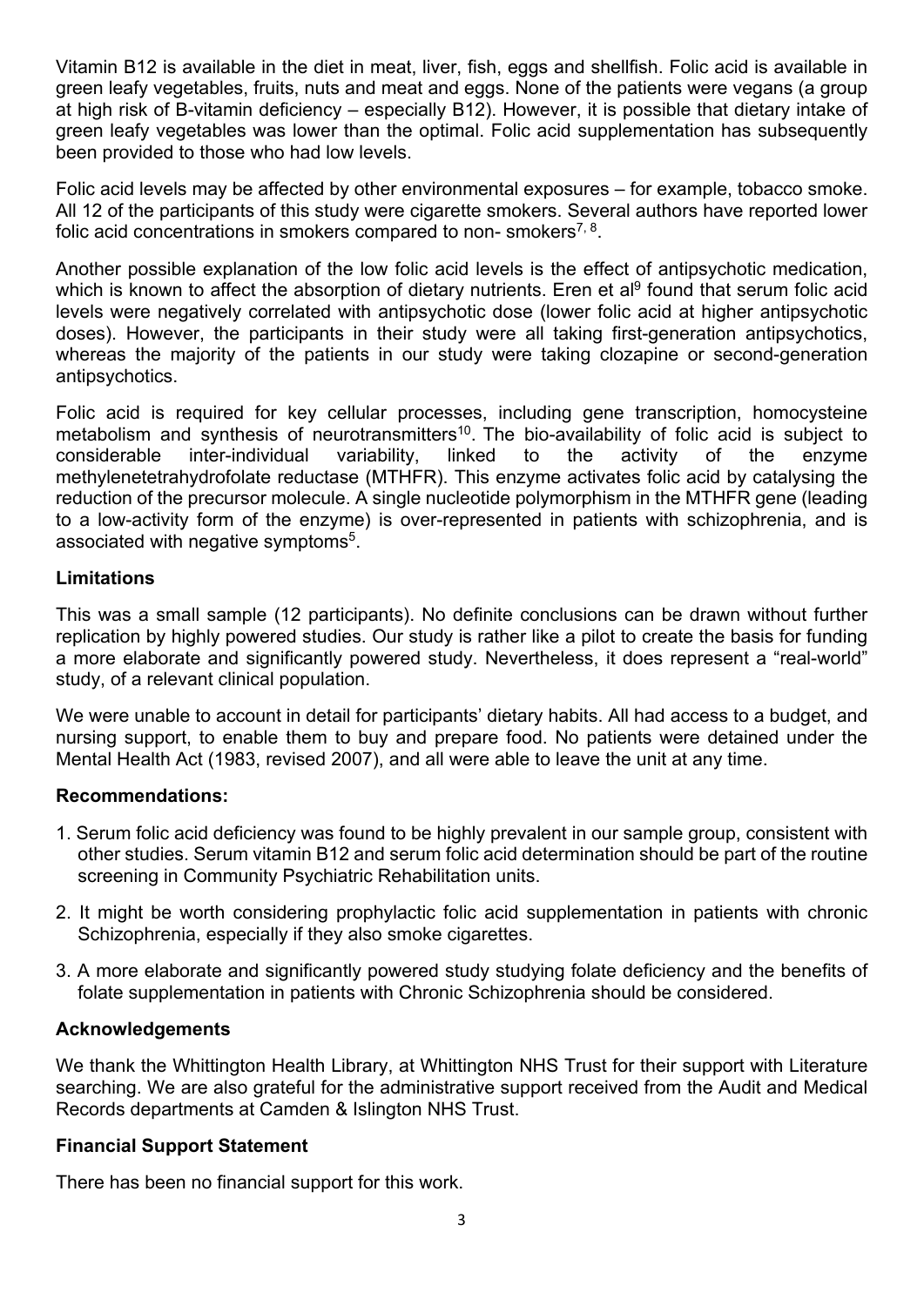Vitamin B12 is available in the diet in meat, liver, fish, eggs and shellfish. Folic acid is available in green leafy vegetables, fruits, nuts and meat and eggs. None of the patients were vegans (a group at high risk of B-vitamin deficiency – especially B12). However, it is possible that dietary intake of green leafy vegetables was lower than the optimal. Folic acid supplementation has subsequently been provided to those who had low levels.

Folic acid levels may be affected by other environmental exposures – for example, tobacco smoke. All 12 of the participants of this study were cigarette smokers. Several authors have reported lower folic acid concentrations in smokers compared to non- smokers[7, 8].

Another possible explanation of the low folic acid levels is the effect of antipsychotic medication, which is known to affect the absorption of dietary nutrients. Eren et al[9] found that serum folic acid levels were negatively correlated with antipsychotic dose (lower folic acid at higher antipsychotic doses). However, the participants in their study were all taking first-generation antipsychotics, whereas the majority of the patients in our study were taking clozapine or second-generation antipsychotics.

Folic acid is required for key cellular processes, including gene transcription, homocysteine metabolism and synthesis of neurotransmitters[10]. The bio-availability of folic acid is subject to considerable inter-individual variability, linked to the activity of the enzyme methylenetetrahydrofolate reductase (MTHFR). This enzyme activates folic acid by catalysing the reduction of the precursor molecule. A single nucleotide polymorphism in the MTHFR gene (leading to a low-activity form of the enzyme) is over-represented in patients with schizophrenia, and is associated with negative symptoms[5].

### Limitations

This was a small sample (12 participants). No definite conclusions can be drawn without further replication by highly powered studies. Our study is rather like a pilot to create the basis for funding a more elaborate and significantly powered study. Nevertheless, it does represent a "real-world" study, of a relevant clinical population.

We were unable to account in detail for participants' dietary habits. All had access to a budget, and nursing support, to enable them to buy and prepare food. No patients were detained under the Mental Health Act (1983, revised 2007), and all were able to leave the unit at any time.

### Recommendations:

1. Serum folic acid deficiency was found to be highly prevalent in our sample group, consistent with other studies. Serum vitamin B12 and serum folic acid determination should be part of the routine screening in Community Psychiatric Rehabilitation units.
2. It might be worth considering prophylactic folic acid supplementation in patients with chronic Schizophrenia, especially if they also smoke cigarettes.
3. A more elaborate and significantly powered study studying folate deficiency and the benefits of folate supplementation in patients with Chronic Schizophrenia should be considered.

### Acknowledgements

We thank the Whittington Health Library, at Whittington NHS Trust for their support with Literature searching. We are also grateful for the administrative support received from the Audit and Medical Records departments at Camden & Islington NHS Trust.

### Financial Support Statement

There has been no financial support for this work.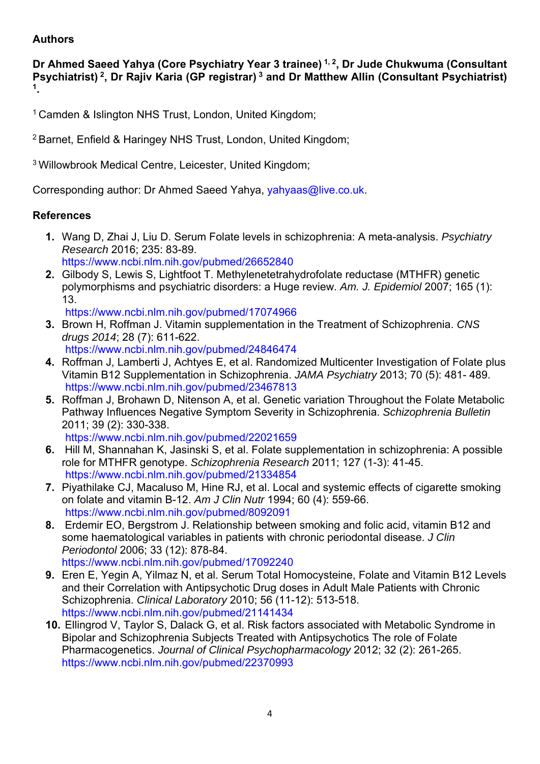**Authors**

**Dr Ahmed Saeed Yahya (Core Psychiatry Year 3 trainee) [1, 2], Dr Jude Chukwuma (Consultant Psychiatrist) [2], Dr Rajiv Karia (GP registrar) [3] and Dr Matthew Allin (Consultant Psychiatrist) [1].**

[1] Camden & Islington NHS Trust, London, United Kingdom;

[2] Barnet, Enfield & Haringey NHS Trust, London, United Kingdom;

[3] Willowbrook Medical Centre, Leicester, United Kingdom;

Corresponding author: Dr Ahmed Saeed Yahya, yahyaas@live.co.uk.

**References**

1. Wang D, Zhai J, Liu D. Serum Folate levels in schizophrenia: A meta-analysis. *Psychiatry Research* 2016; 235: 83-89. https://www.ncbi.nlm.nih.gov/pubmed/26652840
2. Gilbody S, Lewis S, Lightfoot T. Methylenetetrahydrofolate reductase (MTHFR) genetic polymorphisms and psychiatric disorders: a Huge review. *Am. J. Epidemiol* 2007; 165 (1): 13. https://www.ncbi.nlm.nih.gov/pubmed/17074966
3. Brown H, Roffman J. Vitamin supplementation in the Treatment of Schizophrenia. *CNS drugs 2014*; 28 (7): 611-622. https://www.ncbi.nlm.nih.gov/pubmed/24846474
4. Roffman J, Lamberti J, Achtyes E, et al. Randomized Multicenter Investigation of Folate plus Vitamin B12 Supplementation in Schizophrenia. *JAMA Psychiatry* 2013; 70 (5): 481- 489. https://www.ncbi.nlm.nih.gov/pubmed/23467813
5. Roffman J, Brohawn D, Nitenson A, et al. Genetic variation Throughout the Folate Metabolic Pathway Influences Negative Symptom Severity in Schizophrenia. *Schizophrenia Bulletin* 2011; 39 (2): 330-338. https://www.ncbi.nlm.nih.gov/pubmed/22021659
6. Hill M, Shannahan K, Jasinski S, et al. Folate supplementation in schizophrenia: A possible role for MTHFR genotype. *Schizophrenia Research* 2011; 127 (1-3): 41-45. https://www.ncbi.nlm.nih.gov/pubmed/21334854
7. Piyathilake CJ, Macaluso M, Hine RJ, et al. Local and systemic effects of cigarette smoking on folate and vitamin B-12. *Am J Clin Nutr* 1994; 60 (4): 559-66. https://www.ncbi.nlm.nih.gov/pubmed/8092091
8. Erdemir EO, Bergstrom J. Relationship between smoking and folic acid, vitamin B12 and some haematological variables in patients with chronic periodontal disease. *J Clin Periodontol* 2006; 33 (12): 878-84. https://www.ncbi.nlm.nih.gov/pubmed/17092240
9. Eren E, Yegin A, Yilmaz N, et al. Serum Total Homocysteine, Folate and Vitamin B12 Levels and their Correlation with Antipsychotic Drug doses in Adult Male Patients with Chronic Schizophrenia. *Clinical Laboratory* 2010; 56 (11-12): 513-518. https://www.ncbi.nlm.nih.gov/pubmed/21141434
10. Ellingrod V, Taylor S, Dalack G, et al. Risk factors associated with Metabolic Syndrome in Bipolar and Schizophrenia Subjects Treated with Antipsychotics The role of Folate Pharmacogenetics. *Journal of Clinical Psychopharmacology* 2012; 32 (2): 261-265. https://www.ncbi.nlm.nih.gov/pubmed/22370993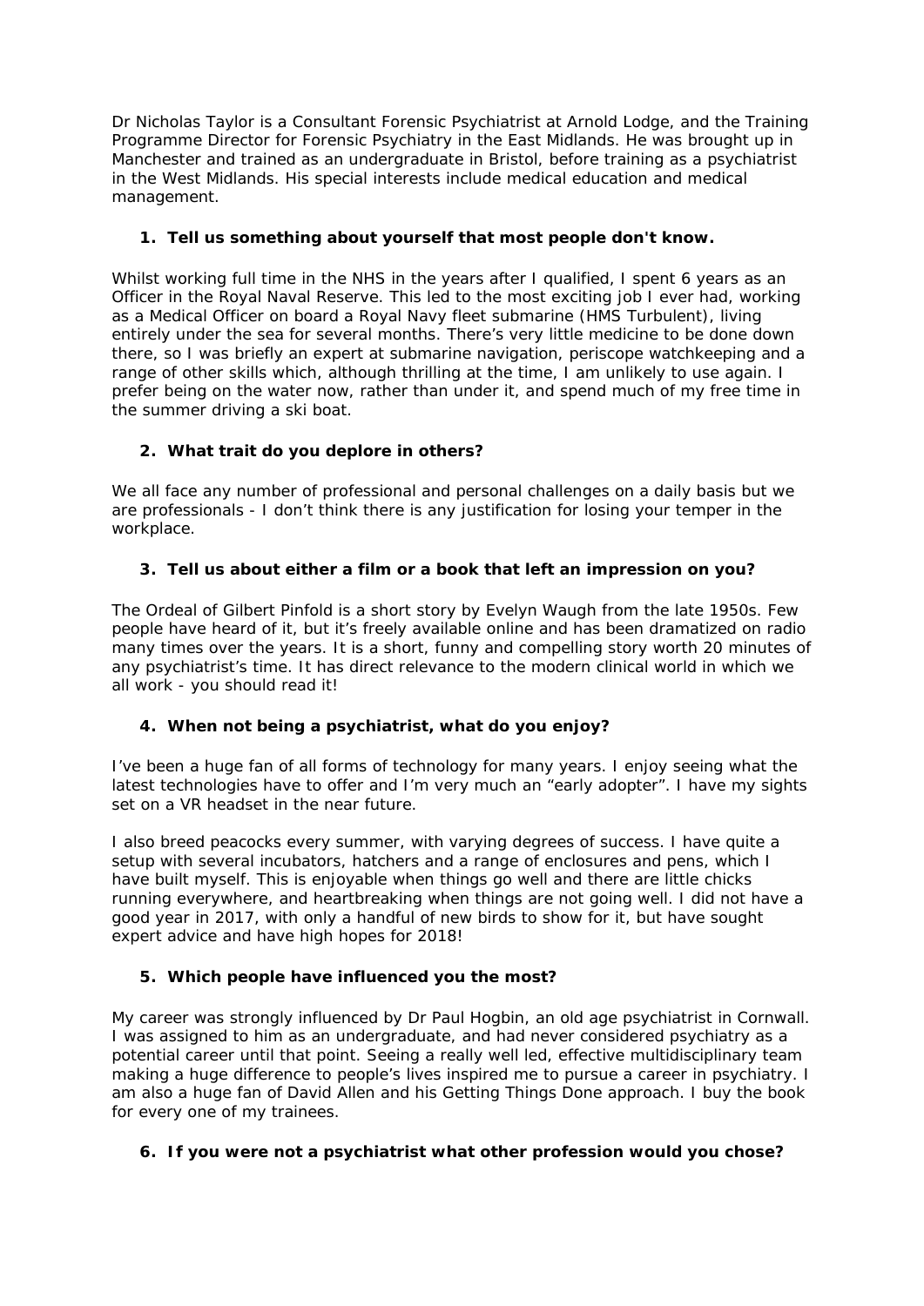Dr Nicholas Taylor is a Consultant Forensic Psychiatrist at Arnold Lodge, and the Training Programme Director for Forensic Psychiatry in the East Midlands. He was brought up in Manchester and trained as an undergraduate in Bristol, before training as a psychiatrist in the West Midlands. His special interests include medical education and medical management.

1. **Tell us something about yourself that most people don't know.**

Whilst working full time in the NHS in the years after I qualified, I spent 6 years as an Officer in the Royal Naval Reserve. This led to the most exciting job I ever had, working as a Medical Officer on board a Royal Navy fleet submarine (HMS Turbulent), living entirely under the sea for several months. There's very little medicine to be done down there, so I was briefly an expert at submarine navigation, periscope watchkeeping and a range of other skills which, although thrilling at the time, I am unlikely to use again. I prefer being on the water now, rather than under it, and spend much of my free time in the summer driving a ski boat.

2. **What trait do you deplore in others?**

We all face any number of professional and personal challenges on a daily basis but we are professionals - I don't think there is any justification for losing your temper in the workplace.

3. **Tell us about either a film or a book that left an impression on you?**

The Ordeal of Gilbert Pinfold is a short story by Evelyn Waugh from the late 1950s. Few people have heard of it, but it's freely available online and has been dramatized on radio many times over the years. It is a short, funny and compelling story worth 20 minutes of any psychiatrist's time. It has direct relevance to the modern clinical world in which we all work - you should read it!

4. **When not being a psychiatrist, what do you enjoy?**

I've been a huge fan of all forms of technology for many years. I enjoy seeing what the latest technologies have to offer and I'm very much an "early adopter". I have my sights set on a VR headset in the near future.

I also breed peacocks every summer, with varying degrees of success. I have quite a setup with several incubators, hatchers and a range of enclosures and pens, which I have built myself. This is enjoyable when things go well and there are little chicks running everywhere, and heartbreaking when things are not going well. I did not have a good year in 2017, with only a handful of new birds to show for it, but have sought expert advice and have high hopes for 2018!

5. **Which people have influenced you the most?**

My career was strongly influenced by Dr Paul Hogbin, an old age psychiatrist in Cornwall. I was assigned to him as an undergraduate, and had never considered psychiatry as a potential career until that point. Seeing a really well led, effective multidisciplinary team making a huge difference to people's lives inspired me to pursue a career in psychiatry. I am also a huge fan of David Allen and his Getting Things Done approach. I buy the book for every one of my trainees.

6. **If you were not a psychiatrist what other profession would you chose?**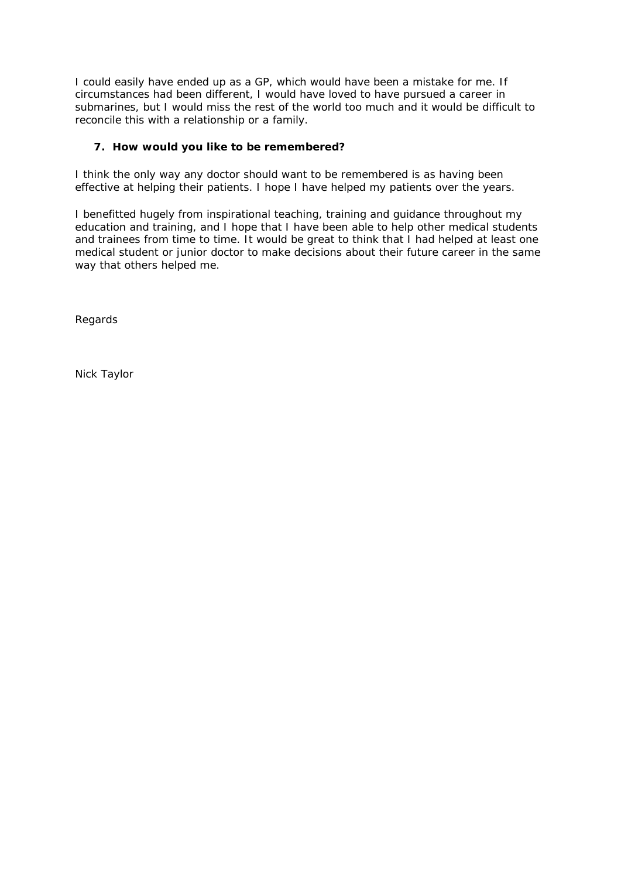I could easily have ended up as a GP, which would have been a mistake for me. If circumstances had been different, I would have loved to have pursued a career in submarines, but I would miss the rest of the world too much and it would be difficult to reconcile this with a relationship or a family.

7. **How would you like to be remembered?**

I think the only way any doctor should want to be remembered is as having been effective at helping their patients. I hope I have helped my patients over the years.

I benefitted hugely from inspirational teaching, training and guidance throughout my education and training, and I hope that I have been able to help other medical students and trainees from time to time. It would be great to think that I had helped at least one medical student or junior doctor to make decisions about their future career in the same way that others helped me.

Regards

Nick Taylor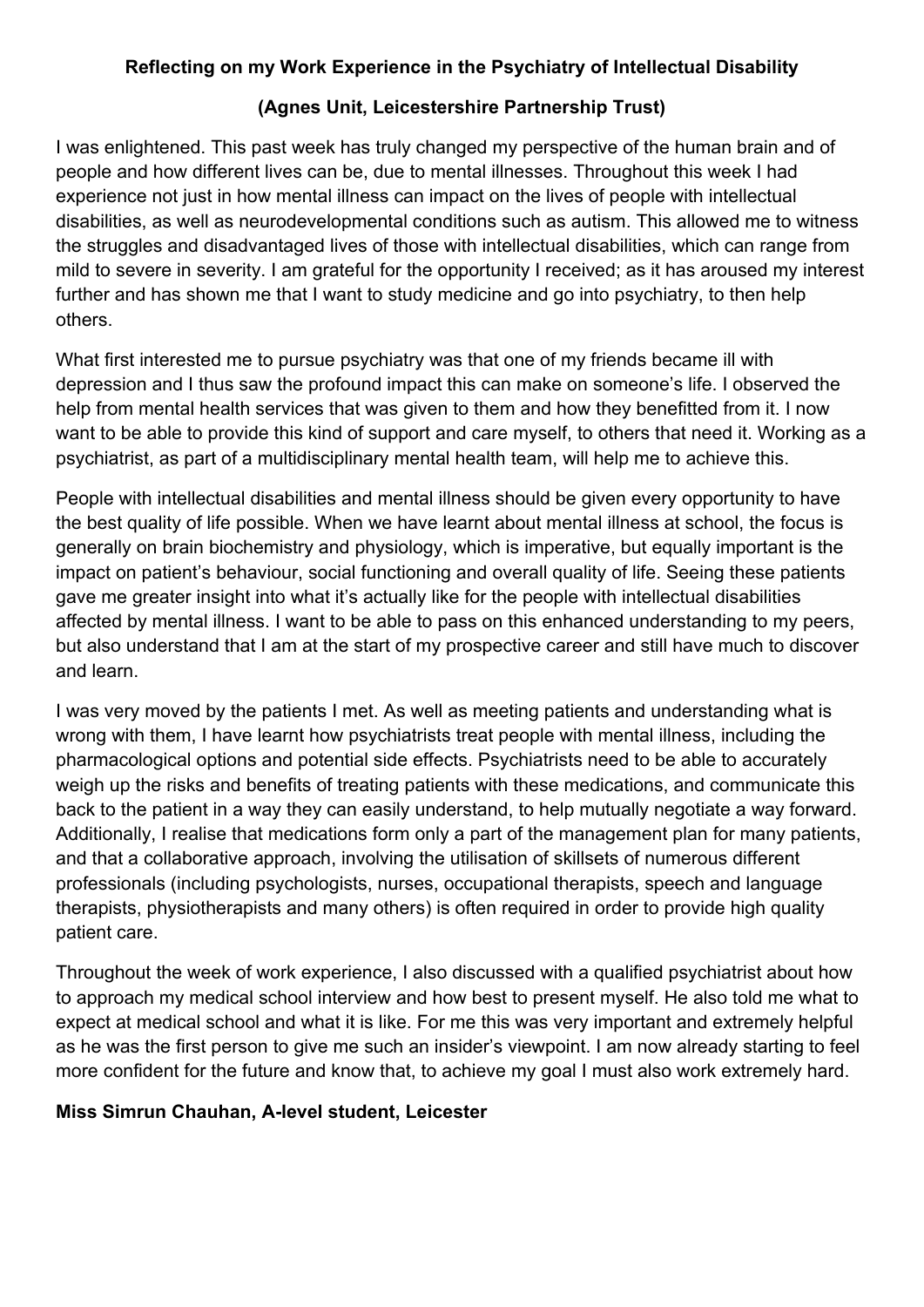**Reflecting on my Work Experience in the Psychiatry of Intellectual Disability**

**(Agnes Unit, Leicestershire Partnership Trust)**

I was enlightened. This past week has truly changed my perspective of the human brain and of people and how different lives can be, due to mental illnesses. Throughout this week I had experience not just in how mental illness can impact on the lives of people with intellectual disabilities, as well as neurodevelopmental conditions such as autism. This allowed me to witness the struggles and disadvantaged lives of those with intellectual disabilities, which can range from mild to severe in severity. I am grateful for the opportunity I received; as it has aroused my interest further and has shown me that I want to study medicine and go into psychiatry, to then help others.

What first interested me to pursue psychiatry was that one of my friends became ill with depression and I thus saw the profound impact this can make on someone's life. I observed the help from mental health services that was given to them and how they benefitted from it. I now want to be able to provide this kind of support and care myself, to others that need it. Working as a psychiatrist, as part of a multidisciplinary mental health team, will help me to achieve this.

People with intellectual disabilities and mental illness should be given every opportunity to have the best quality of life possible. When we have learnt about mental illness at school, the focus is generally on brain biochemistry and physiology, which is imperative, but equally important is the impact on patient's behaviour, social functioning and overall quality of life. Seeing these patients gave me greater insight into what it's actually like for the people with intellectual disabilities affected by mental illness. I want to be able to pass on this enhanced understanding to my peers, but also understand that I am at the start of my prospective career and still have much to discover and learn.

I was very moved by the patients I met. As well as meeting patients and understanding what is wrong with them, I have learnt how psychiatrists treat people with mental illness, including the pharmacological options and potential side effects. Psychiatrists need to be able to accurately weigh up the risks and benefits of treating patients with these medications, and communicate this back to the patient in a way they can easily understand, to help mutually negotiate a way forward. Additionally, I realise that medications form only a part of the management plan for many patients, and that a collaborative approach, involving the utilisation of skillsets of numerous different professionals (including psychologists, nurses, occupational therapists, speech and language therapists, physiotherapists and many others) is often required in order to provide high quality patient care.

Throughout the week of work experience, I also discussed with a qualified psychiatrist about how to approach my medical school interview and how best to present myself. He also told me what to expect at medical school and what it is like. For me this was very important and extremely helpful as he was the first person to give me such an insider's viewpoint. I am now already starting to feel more confident for the future and know that, to achieve my goal I must also work extremely hard.

**Miss Simrun Chauhan, A-level student, Leicester**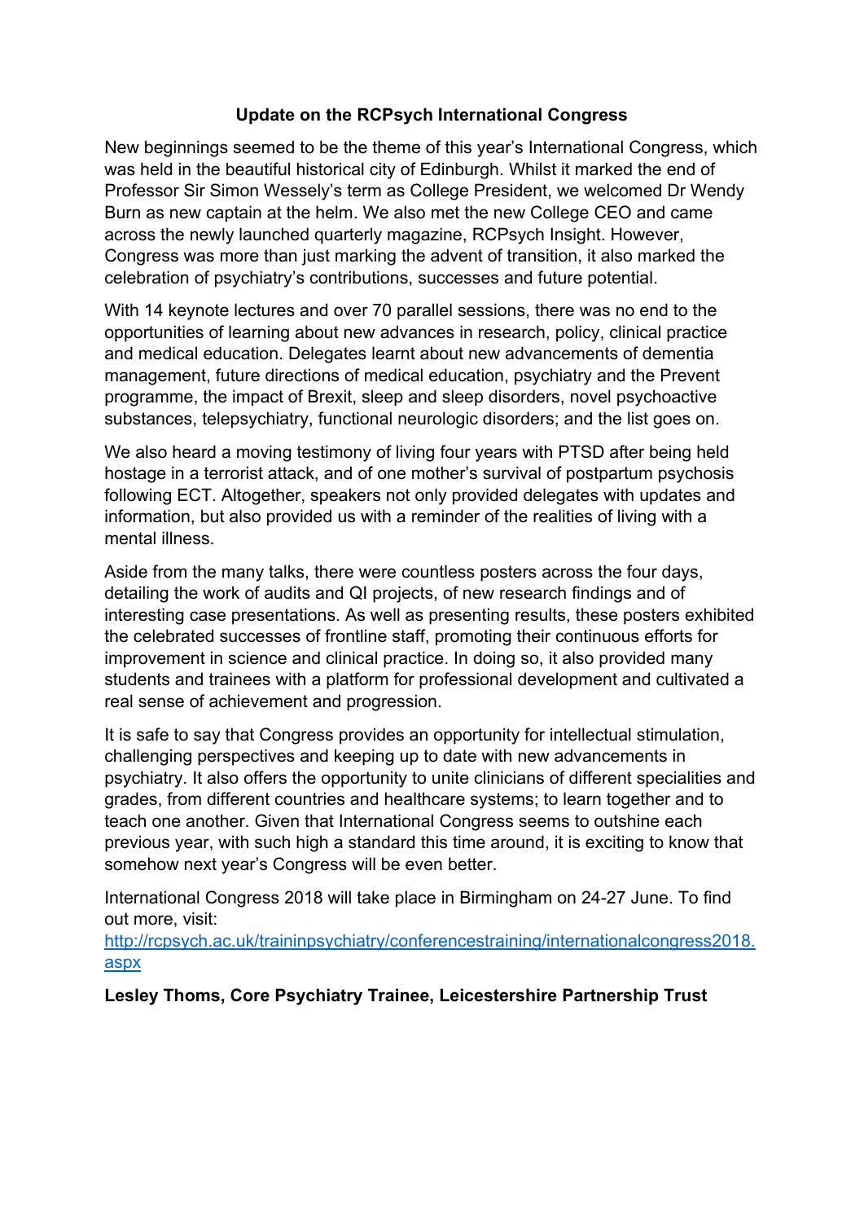## Update on the RCPsych International Congress

New beginnings seemed to be the theme of this year's International Congress, which was held in the beautiful historical city of Edinburgh. Whilst it marked the end of Professor Sir Simon Wessely's term as College President, we welcomed Dr Wendy Burn as new captain at the helm. We also met the new College CEO and came across the newly launched quarterly magazine, RCPsych Insight. However, Congress was more than just marking the advent of transition, it also marked the celebration of psychiatry's contributions, successes and future potential.

With 14 keynote lectures and over 70 parallel sessions, there was no end to the opportunities of learning about new advances in research, policy, clinical practice and medical education. Delegates learnt about new advancements of dementia management, future directions of medical education, psychiatry and the Prevent programme, the impact of Brexit, sleep and sleep disorders, novel psychoactive substances, telepsychiatry, functional neurologic disorders; and the list goes on.

We also heard a moving testimony of living four years with PTSD after being held hostage in a terrorist attack, and of one mother's survival of postpartum psychosis following ECT. Altogether, speakers not only provided delegates with updates and information, but also provided us with a reminder of the realities of living with a mental illness.

Aside from the many talks, there were countless posters across the four days, detailing the work of audits and QI projects, of new research findings and of interesting case presentations. As well as presenting results, these posters exhibited the celebrated successes of frontline staff, promoting their continuous efforts for improvement in science and clinical practice. In doing so, it also provided many students and trainees with a platform for professional development and cultivated a real sense of achievement and progression.

It is safe to say that Congress provides an opportunity for intellectual stimulation, challenging perspectives and keeping up to date with new advancements in psychiatry. It also offers the opportunity to unite clinicians of different specialities and grades, from different countries and healthcare systems; to learn together and to teach one another. Given that International Congress seems to outshine each previous year, with such high a standard this time around, it is exciting to know that somehow next year's Congress will be even better.

International Congress 2018 will take place in Birmingham on 24-27 June. To find out more, visit: [http://rcpsych.ac.uk/traininpsychiatry/conferencestraining/internationalcongress2018.aspx](http://rcpsych.ac.uk/traininpsychiatry/conferencestraining/internationalcongress2018.aspx)

**Lesley Thoms, Core Psychiatry Trainee, Leicestershire Partnership Trust**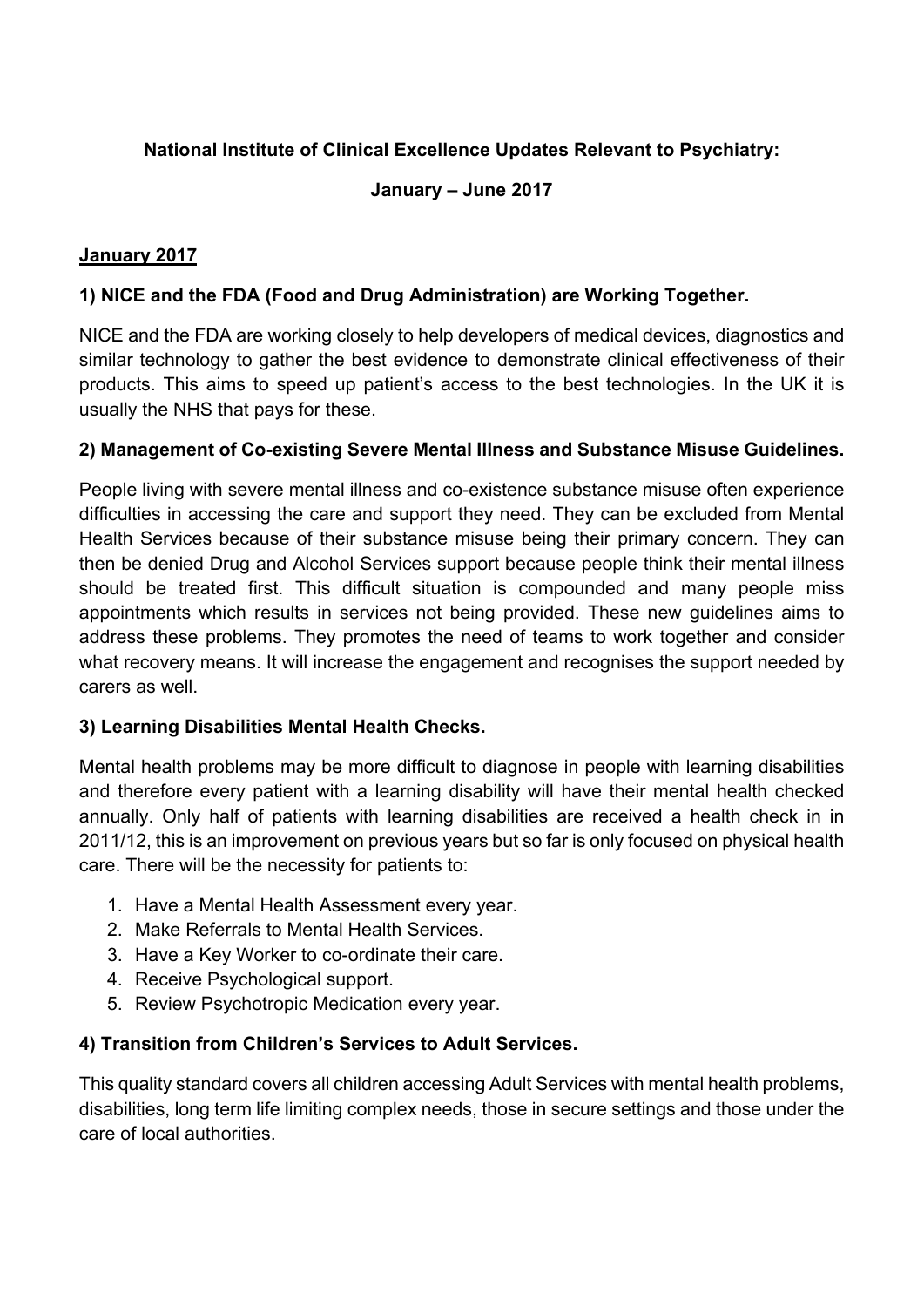**National Institute of Clinical Excellence Updates Relevant to Psychiatry:**

**January – June 2017**

## January 2017

### 1) NICE and the FDA (Food and Drug Administration) are Working Together.

NICE and the FDA are working closely to help developers of medical devices, diagnostics and similar technology to gather the best evidence to demonstrate clinical effectiveness of their products. This aims to speed up patient's access to the best technologies. In the UK it is usually the NHS that pays for these.

### 2) Management of Co-existing Severe Mental Illness and Substance Misuse Guidelines.

People living with severe mental illness and co-existence substance misuse often experience difficulties in accessing the care and support they need. They can be excluded from Mental Health Services because of their substance misuse being their primary concern. They can then be denied Drug and Alcohol Services support because people think their mental illness should be treated first. This difficult situation is compounded and many people miss appointments which results in services not being provided. These new guidelines aims to address these problems. They promotes the need of teams to work together and consider what recovery means. It will increase the engagement and recognises the support needed by carers as well.

### 3) Learning Disabilities Mental Health Checks.

Mental health problems may be more difficult to diagnose in people with learning disabilities and therefore every patient with a learning disability will have their mental health checked annually. Only half of patients with learning disabilities are received a health check in in 2011/12, this is an improvement on previous years but so far is only focused on physical health care. There will be the necessity for patients to:

1. Have a Mental Health Assessment every year.
2. Make Referrals to Mental Health Services.
3. Have a Key Worker to co-ordinate their care.
4. Receive Psychological support.
5. Review Psychotropic Medication every year.

### 4) Transition from Children's Services to Adult Services.

This quality standard covers all children accessing Adult Services with mental health problems, disabilities, long term life limiting complex needs, those in secure settings and those under the care of local authorities.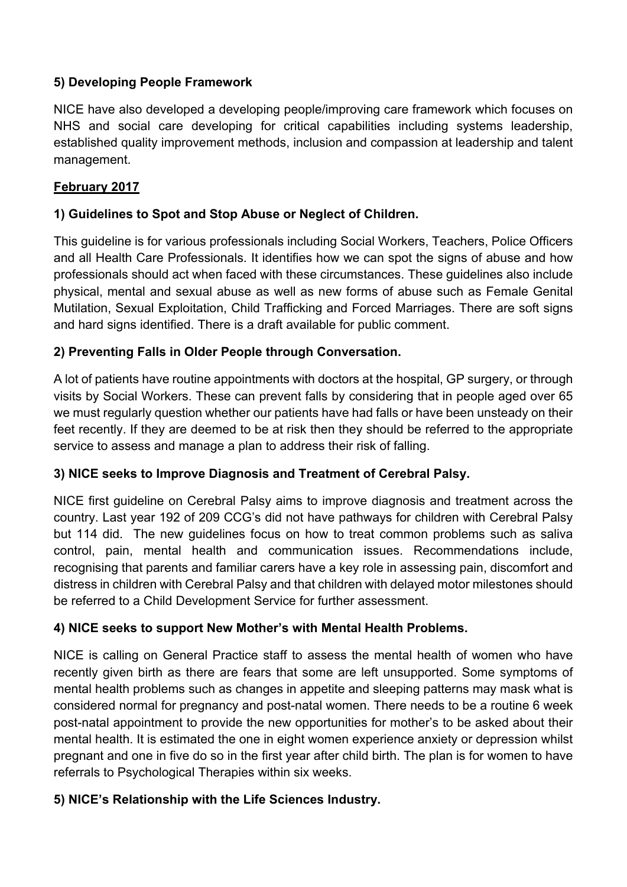**5) Developing People Framework**

NICE have also developed a developing people/improving care framework which focuses on NHS and social care developing for critical capabilities including systems leadership, established quality improvement methods, inclusion and compassion at leadership and talent management.

**<u>February 2017</u>**

**1) Guidelines to Spot and Stop Abuse or Neglect of Children.**

This guideline is for various professionals including Social Workers, Teachers, Police Officers and all Health Care Professionals. It identifies how we can spot the signs of abuse and how professionals should act when faced with these circumstances. These guidelines also include physical, mental and sexual abuse as well as new forms of abuse such as Female Genital Mutilation, Sexual Exploitation, Child Trafficking and Forced Marriages. There are soft signs and hard signs identified. There is a draft available for public comment.

**2) Preventing Falls in Older People through Conversation.**

A lot of patients have routine appointments with doctors at the hospital, GP surgery, or through visits by Social Workers. These can prevent falls by considering that in people aged over 65 we must regularly question whether our patients have had falls or have been unsteady on their feet recently. If they are deemed to be at risk then they should be referred to the appropriate service to assess and manage a plan to address their risk of falling.

**3) NICE seeks to Improve Diagnosis and Treatment of Cerebral Palsy.**

NICE first guideline on Cerebral Palsy aims to improve diagnosis and treatment across the country. Last year 192 of 209 CCG's did not have pathways for children with Cerebral Palsy but 114 did. The new guidelines focus on how to treat common problems such as saliva control, pain, mental health and communication issues. Recommendations include, recognising that parents and familiar carers have a key role in assessing pain, discomfort and distress in children with Cerebral Palsy and that children with delayed motor milestones should be referred to a Child Development Service for further assessment.

**4) NICE seeks to support New Mother's with Mental Health Problems.**

NICE is calling on General Practice staff to assess the mental health of women who have recently given birth as there are fears that some are left unsupported. Some symptoms of mental health problems such as changes in appetite and sleeping patterns may mask what is considered normal for pregnancy and post-natal women. There needs to be a routine 6 week post-natal appointment to provide the new opportunities for mother's to be asked about their mental health. It is estimated the one in eight women experience anxiety or depression whilst pregnant and one in five do so in the first year after child birth. The plan is for women to have referrals to Psychological Therapies within six weeks.

**5) NICE's Relationship with the Life Sciences Industry.**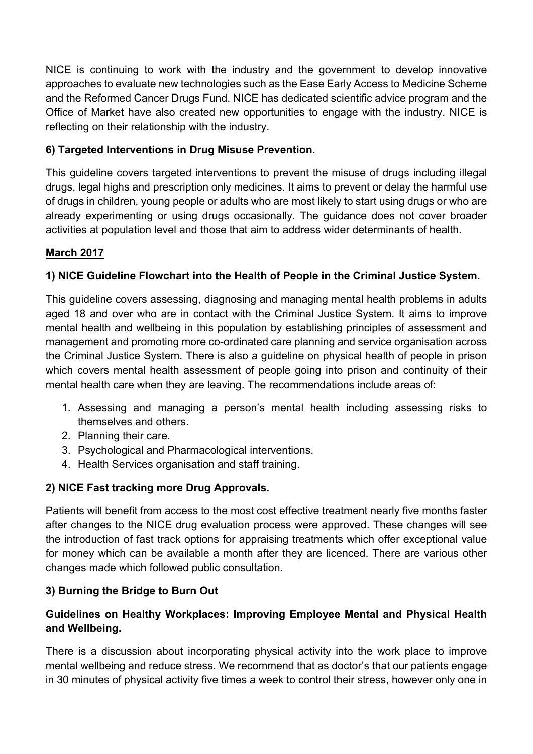NICE is continuing to work with the industry and the government to develop innovative approaches to evaluate new technologies such as the Ease Early Access to Medicine Scheme and the Reformed Cancer Drugs Fund. NICE has dedicated scientific advice program and the Office of Market have also created new opportunities to engage with the industry. NICE is reflecting on their relationship with the industry.

**6) Targeted Interventions in Drug Misuse Prevention.**

This guideline covers targeted interventions to prevent the misuse of drugs including illegal drugs, legal highs and prescription only medicines. It aims to prevent or delay the harmful use of drugs in children, young people or adults who are most likely to start using drugs or who are already experimenting or using drugs occasionally. The guidance does not cover broader activities at population level and those that aim to address wider determinants of health.

**March 2017**

**1) NICE Guideline Flowchart into the Health of People in the Criminal Justice System.**

This guideline covers assessing, diagnosing and managing mental health problems in adults aged 18 and over who are in contact with the Criminal Justice System. It aims to improve mental health and wellbeing in this population by establishing principles of assessment and management and promoting more co-ordinated care planning and service organisation across the Criminal Justice System. There is also a guideline on physical health of people in prison which covers mental health assessment of people going into prison and continuity of their mental health care when they are leaving. The recommendations include areas of:

1. Assessing and managing a person's mental health including assessing risks to themselves and others.
2. Planning their care.
3. Psychological and Pharmacological interventions.
4. Health Services organisation and staff training.

**2) NICE Fast tracking more Drug Approvals.**

Patients will benefit from access to the most cost effective treatment nearly five months faster after changes to the NICE drug evaluation process were approved. These changes will see the introduction of fast track options for appraising treatments which offer exceptional value for money which can be available a month after they are licenced. There are various other changes made which followed public consultation.

**3) Burning the Bridge to Burn Out**

**Guidelines on Healthy Workplaces: Improving Employee Mental and Physical Health and Wellbeing.**

There is a discussion about incorporating physical activity into the work place to improve mental wellbeing and reduce stress. We recommend that as doctor's that our patients engage in 30 minutes of physical activity five times a week to control their stress, however only one in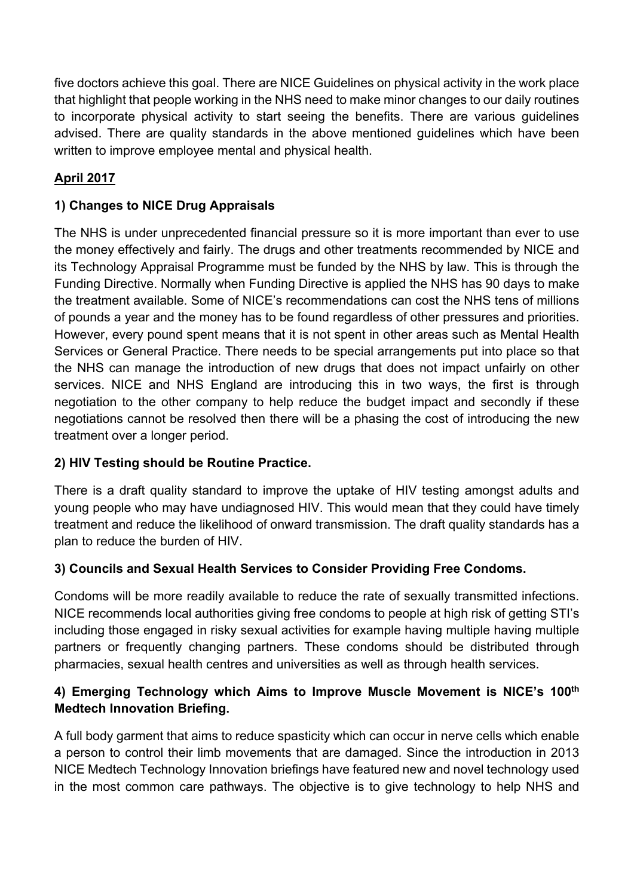five doctors achieve this goal. There are NICE Guidelines on physical activity in the work place that highlight that people working in the NHS need to make minor changes to our daily routines to incorporate physical activity to start seeing the benefits. There are various guidelines advised. There are quality standards in the above mentioned guidelines which have been written to improve employee mental and physical health.

## April 2017

### 1) Changes to NICE Drug Appraisals

The NHS is under unprecedented financial pressure so it is more important than ever to use the money effectively and fairly. The drugs and other treatments recommended by NICE and its Technology Appraisal Programme must be funded by the NHS by law. This is through the Funding Directive. Normally when Funding Directive is applied the NHS has 90 days to make the treatment available. Some of NICE's recommendations can cost the NHS tens of millions of pounds a year and the money has to be found regardless of other pressures and priorities. However, every pound spent means that it is not spent in other areas such as Mental Health Services or General Practice. There needs to be special arrangements put into place so that the NHS can manage the introduction of new drugs that does not impact unfairly on other services. NICE and NHS England are introducing this in two ways, the first is through negotiation to the other company to help reduce the budget impact and secondly if these negotiations cannot be resolved then there will be a phasing the cost of introducing the new treatment over a longer period.

### 2) HIV Testing should be Routine Practice.

There is a draft quality standard to improve the uptake of HIV testing amongst adults and young people who may have undiagnosed HIV. This would mean that they could have timely treatment and reduce the likelihood of onward transmission. The draft quality standards has a plan to reduce the burden of HIV.

### 3) Councils and Sexual Health Services to Consider Providing Free Condoms.

Condoms will be more readily available to reduce the rate of sexually transmitted infections. NICE recommends local authorities giving free condoms to people at high risk of getting STI's including those engaged in risky sexual activities for example having multiple having multiple partners or frequently changing partners. These condoms should be distributed through pharmacies, sexual health centres and universities as well as through health services.

### 4) Emerging Technology which Aims to Improve Muscle Movement is NICE's 100th Medtech Innovation Briefing.

A full body garment that aims to reduce spasticity which can occur in nerve cells which enable a person to control their limb movements that are damaged. Since the introduction in 2013 NICE Medtech Technology Innovation briefings have featured new and novel technology used in the most common care pathways. The objective is to give technology to help NHS and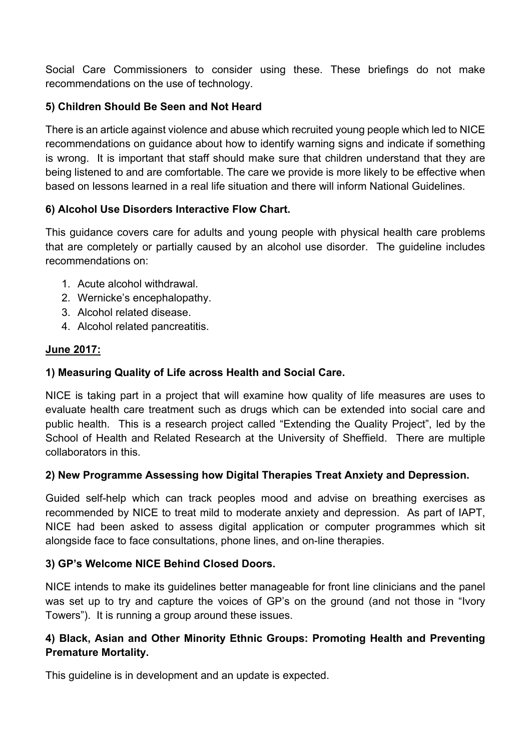Social Care Commissioners to consider using these. These briefings do not make recommendations on the use of technology.

**5) Children Should Be Seen and Not Heard**

There is an article against violence and abuse which recruited young people which led to NICE recommendations on guidance about how to identify warning signs and indicate if something is wrong. It is important that staff should make sure that children understand that they are being listened to and are comfortable. The care we provide is more likely to be effective when based on lessons learned in a real life situation and there will inform National Guidelines.

**6) Alcohol Use Disorders Interactive Flow Chart.**

This guidance covers care for adults and young people with physical health care problems that are completely or partially caused by an alcohol use disorder. The guideline includes recommendations on:

1. Acute alcohol withdrawal.
2. Wernicke's encephalopathy.
3. Alcohol related disease.
4. Alcohol related pancreatitis.

**June 2017:**

**1) Measuring Quality of Life across Health and Social Care.**

NICE is taking part in a project that will examine how quality of life measures are uses to evaluate health care treatment such as drugs which can be extended into social care and public health. This is a research project called "Extending the Quality Project", led by the School of Health and Related Research at the University of Sheffield. There are multiple collaborators in this.

**2) New Programme Assessing how Digital Therapies Treat Anxiety and Depression.**

Guided self-help which can track peoples mood and advise on breathing exercises as recommended by NICE to treat mild to moderate anxiety and depression. As part of IAPT, NICE had been asked to assess digital application or computer programmes which sit alongside face to face consultations, phone lines, and on-line therapies.

**3) GP's Welcome NICE Behind Closed Doors.**

NICE intends to make its guidelines better manageable for front line clinicians and the panel was set up to try and capture the voices of GP's on the ground (and not those in "Ivory Towers"). It is running a group around these issues.

**4) Black, Asian and Other Minority Ethnic Groups: Promoting Health and Preventing Premature Mortality.**

This guideline is in development and an update is expected.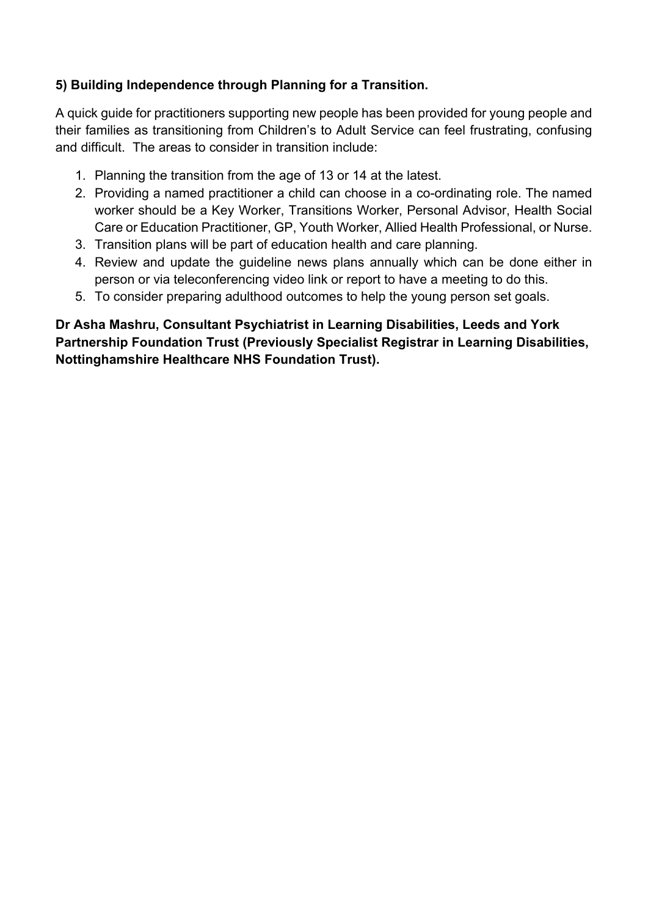**5) Building Independence through Planning for a Transition.**

A quick guide for practitioners supporting new people has been provided for young people and their families as transitioning from Children's to Adult Service can feel frustrating, confusing and difficult. The areas to consider in transition include:

1. Planning the transition from the age of 13 or 14 at the latest.
2. Providing a named practitioner a child can choose in a co-ordinating role. The named worker should be a Key Worker, Transitions Worker, Personal Advisor, Health Social Care or Education Practitioner, GP, Youth Worker, Allied Health Professional, or Nurse.
3. Transition plans will be part of education health and care planning.
4. Review and update the guideline news plans annually which can be done either in person or via teleconferencing video link or report to have a meeting to do this.
5. To consider preparing adulthood outcomes to help the young person set goals.

**Dr Asha Mashru, Consultant Psychiatrist in Learning Disabilities, Leeds and York Partnership Foundation Trust (Previously Specialist Registrar in Learning Disabilities, Nottinghamshire Healthcare NHS Foundation Trust).**